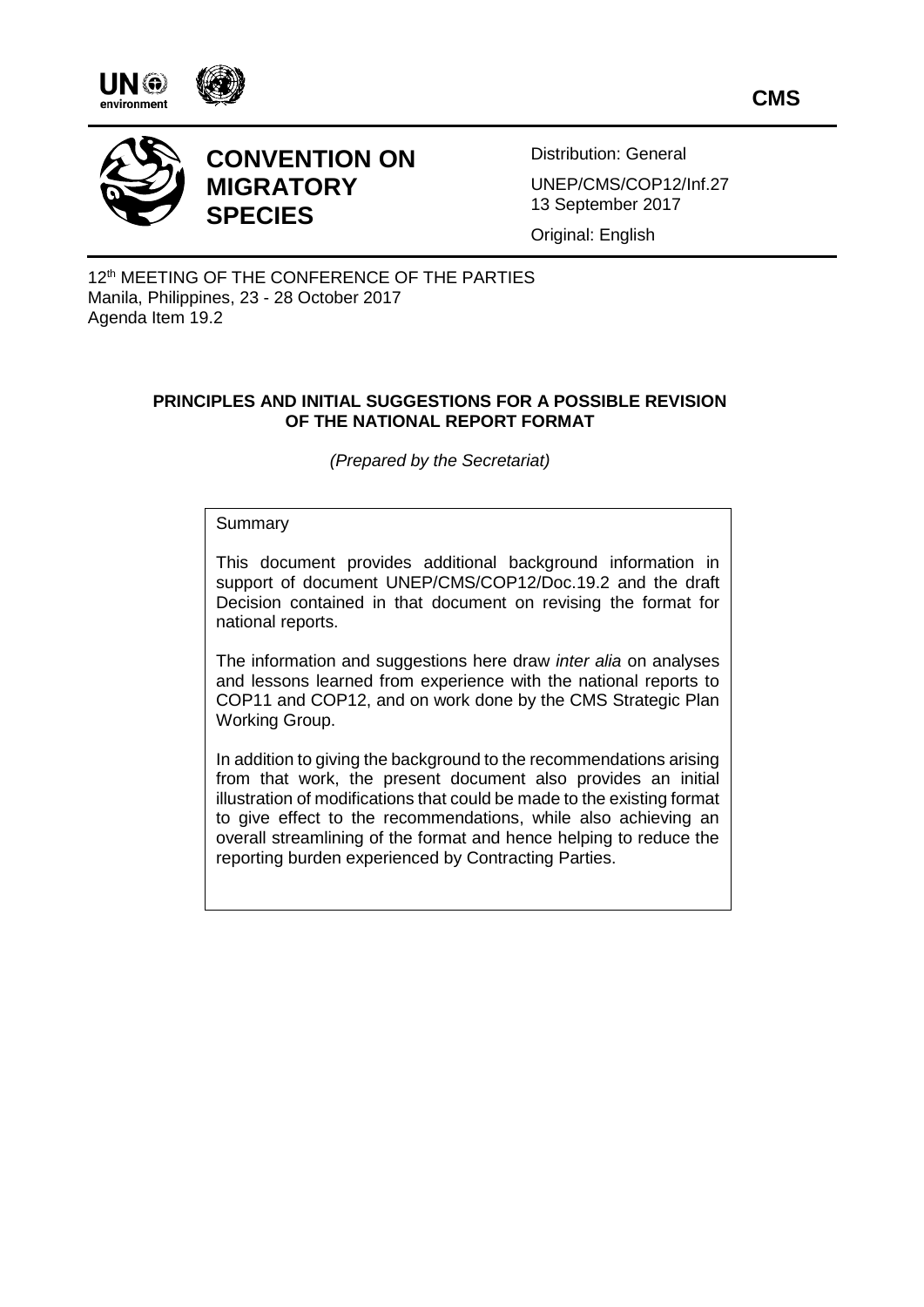**CMS**

# CONVENTION ON MIGRATORY SPECIES

Distribution: General

UNEP/CMS/COP12/Inf.27
13 September 2017

Original: English

12th MEETING OF THE CONFERENCE OF THE PARTIES
Manila, Philippines, 23 - 28 October 2017
Agenda Item 19.2

## PRINCIPLES AND INITIAL SUGGESTIONS FOR A POSSIBLE REVISION OF THE NATIONAL REPORT FORMAT

*(Prepared by the Secretariat)*

Summary

This document provides additional background information in support of document UNEP/CMS/COP12/Doc.19.2 and the draft Decision contained in that document on revising the format for national reports.

The information and suggestions here draw *inter alia* on analyses and lessons learned from experience with the national reports to COP11 and COP12, and on work done by the CMS Strategic Plan Working Group.

In addition to giving the background to the recommendations arising from that work, the present document also provides an initial illustration of modifications that could be made to the existing format to give effect to the recommendations, while also achieving an overall streamlining of the format and hence helping to reduce the reporting burden experienced by Contracting Parties.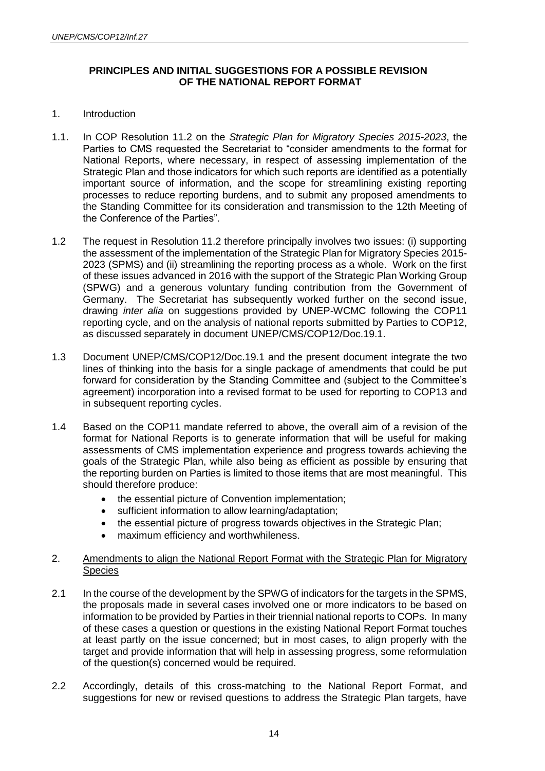**PRINCIPLES AND INITIAL SUGGESTIONS FOR A POSSIBLE REVISION OF THE NATIONAL REPORT FORMAT**

1. Introduction

1.1. In COP Resolution 11.2 on the *Strategic Plan for Migratory Species 2015-2023*, the Parties to CMS requested the Secretariat to "consider amendments to the format for National Reports, where necessary, in respect of assessing implementation of the Strategic Plan and those indicators for which such reports are identified as a potentially important source of information, and the scope for streamlining existing reporting processes to reduce reporting burdens, and to submit any proposed amendments to the Standing Committee for its consideration and transmission to the 12th Meeting of the Conference of the Parties".

1.2 The request in Resolution 11.2 therefore principally involves two issues: (i) supporting the assessment of the implementation of the Strategic Plan for Migratory Species 2015-2023 (SPMS) and (ii) streamlining the reporting process as a whole. Work on the first of these issues advanced in 2016 with the support of the Strategic Plan Working Group (SPWG) and a generous voluntary funding contribution from the Government of Germany. The Secretariat has subsequently worked further on the second issue, drawing *inter alia* on suggestions provided by UNEP-WCMC following the COP11 reporting cycle, and on the analysis of national reports submitted by Parties to COP12, as discussed separately in document UNEP/CMS/COP12/Doc.19.1.

1.3 Document UNEP/CMS/COP12/Doc.19.1 and the present document integrate the two lines of thinking into the basis for a single package of amendments that could be put forward for consideration by the Standing Committee and (subject to the Committee's agreement) incorporation into a revised format to be used for reporting to COP13 and in subsequent reporting cycles.

1.4 Based on the COP11 mandate referred to above, the overall aim of a revision of the format for National Reports is to generate information that will be useful for making assessments of CMS implementation experience and progress towards achieving the goals of the Strategic Plan, while also being as efficient as possible by ensuring that the reporting burden on Parties is limited to those items that are most meaningful. This should therefore produce:

- the essential picture of Convention implementation;
- sufficient information to allow learning/adaptation;
- the essential picture of progress towards objectives in the Strategic Plan;
- maximum efficiency and worthwhileness.

2. Amendments to align the National Report Format with the Strategic Plan for Migratory Species

2.1 In the course of the development by the SPWG of indicators for the targets in the SPMS, the proposals made in several cases involved one or more indicators to be based on information to be provided by Parties in their triennial national reports to COPs. In many of these cases a question or questions in the existing National Report Format touches at least partly on the issue concerned; but in most cases, to align properly with the target and provide information that will help in assessing progress, some reformulation of the question(s) concerned would be required.

2.2 Accordingly, details of this cross-matching to the National Report Format, and suggestions for new or revised questions to address the Strategic Plan targets, have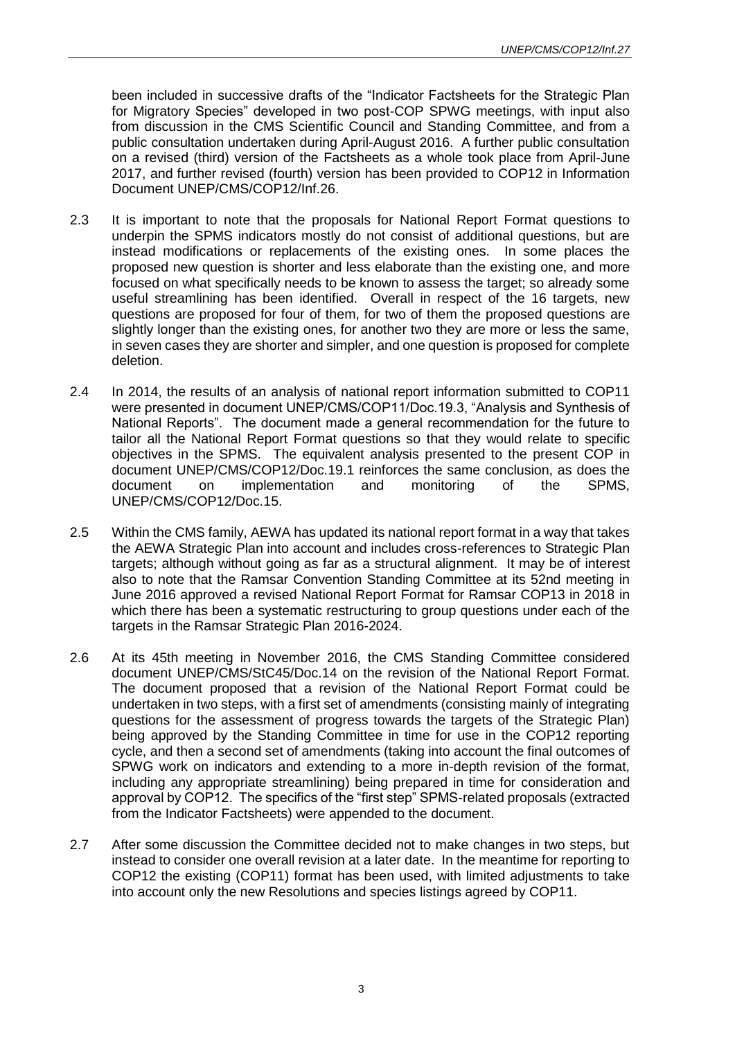been included in successive drafts of the "Indicator Factsheets for the Strategic Plan for Migratory Species" developed in two post-COP SPWG meetings, with input also from discussion in the CMS Scientific Council and Standing Committee, and from a public consultation undertaken during April-August 2016. A further public consultation on a revised (third) version of the Factsheets as a whole took place from April-June 2017, and further revised (fourth) version has been provided to COP12 in Information Document UNEP/CMS/COP12/Inf.26.

2.3 It is important to note that the proposals for National Report Format questions to underpin the SPMS indicators mostly do not consist of additional questions, but are instead modifications or replacements of the existing ones. In some places the proposed new question is shorter and less elaborate than the existing one, and more focused on what specifically needs to be known to assess the target; so already some useful streamlining has been identified. Overall in respect of the 16 targets, new questions are proposed for four of them, for two of them the proposed questions are slightly longer than the existing ones, for another two they are more or less the same, in seven cases they are shorter and simpler, and one question is proposed for complete deletion.

2.4 In 2014, the results of an analysis of national report information submitted to COP11 were presented in document UNEP/CMS/COP11/Doc.19.3, "Analysis and Synthesis of National Reports". The document made a general recommendation for the future to tailor all the National Report Format questions so that they would relate to specific objectives in the SPMS. The equivalent analysis presented to the present COP in document UNEP/CMS/COP12/Doc.19.1 reinforces the same conclusion, as does the document on implementation and monitoring of the SPMS, UNEP/CMS/COP12/Doc.15.

2.5 Within the CMS family, AEWA has updated its national report format in a way that takes the AEWA Strategic Plan into account and includes cross-references to Strategic Plan targets; although without going as far as a structural alignment. It may be of interest also to note that the Ramsar Convention Standing Committee at its 52nd meeting in June 2016 approved a revised National Report Format for Ramsar COP13 in 2018 in which there has been a systematic restructuring to group questions under each of the targets in the Ramsar Strategic Plan 2016-2024.

2.6 At its 45th meeting in November 2016, the CMS Standing Committee considered document UNEP/CMS/StC45/Doc.14 on the revision of the National Report Format. The document proposed that a revision of the National Report Format could be undertaken in two steps, with a first set of amendments (consisting mainly of integrating questions for the assessment of progress towards the targets of the Strategic Plan) being approved by the Standing Committee in time for use in the COP12 reporting cycle, and then a second set of amendments (taking into account the final outcomes of SPWG work on indicators and extending to a more in-depth revision of the format, including any appropriate streamlining) being prepared in time for consideration and approval by COP12. The specifics of the "first step" SPMS-related proposals (extracted from the Indicator Factsheets) were appended to the document.

2.7 After some discussion the Committee decided not to make changes in two steps, but instead to consider one overall revision at a later date. In the meantime for reporting to COP12 the existing (COP11) format has been used, with limited adjustments to take into account only the new Resolutions and species listings agreed by COP11.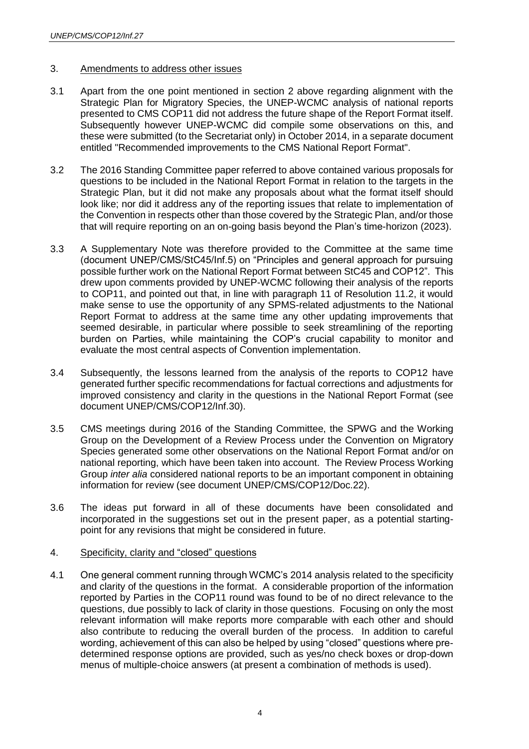## 3. Amendments to address other issues

3.1 Apart from the one point mentioned in section 2 above regarding alignment with the Strategic Plan for Migratory Species, the UNEP-WCMC analysis of national reports presented to CMS COP11 did not address the future shape of the Report Format itself. Subsequently however UNEP-WCMC did compile some observations on this, and these were submitted (to the Secretariat only) in October 2014, in a separate document entitled "Recommended improvements to the CMS National Report Format".

3.2 The 2016 Standing Committee paper referred to above contained various proposals for questions to be included in the National Report Format in relation to the targets in the Strategic Plan, but it did not make any proposals about what the format itself should look like; nor did it address any of the reporting issues that relate to implementation of the Convention in respects other than those covered by the Strategic Plan, and/or those that will require reporting on an on-going basis beyond the Plan's time-horizon (2023).

3.3 A Supplementary Note was therefore provided to the Committee at the same time (document UNEP/CMS/StC45/Inf.5) on "Principles and general approach for pursuing possible further work on the National Report Format between StC45 and COP12". This drew upon comments provided by UNEP-WCMC following their analysis of the reports to COP11, and pointed out that, in line with paragraph 11 of Resolution 11.2, it would make sense to use the opportunity of any SPMS-related adjustments to the National Report Format to address at the same time any other updating improvements that seemed desirable, in particular where possible to seek streamlining of the reporting burden on Parties, while maintaining the COP's crucial capability to monitor and evaluate the most central aspects of Convention implementation.

3.4 Subsequently, the lessons learned from the analysis of the reports to COP12 have generated further specific recommendations for factual corrections and adjustments for improved consistency and clarity in the questions in the National Report Format (see document UNEP/CMS/COP12/Inf.30).

3.5 CMS meetings during 2016 of the Standing Committee, the SPWG and the Working Group on the Development of a Review Process under the Convention on Migratory Species generated some other observations on the National Report Format and/or on national reporting, which have been taken into account. The Review Process Working Group *inter alia* considered national reports to be an important component in obtaining information for review (see document UNEP/CMS/COP12/Doc.22).

3.6 The ideas put forward in all of these documents have been consolidated and incorporated in the suggestions set out in the present paper, as a potential starting-point for any revisions that might be considered in future.

## 4. Specificity, clarity and "closed" questions

4.1 One general comment running through WCMC's 2014 analysis related to the specificity and clarity of the questions in the format. A considerable proportion of the information reported by Parties in the COP11 round was found to be of no direct relevance to the questions, due possibly to lack of clarity in those questions. Focusing on only the most relevant information will make reports more comparable with each other and should also contribute to reducing the overall burden of the process. In addition to careful wording, achievement of this can also be helped by using "closed" questions where pre-determined response options are provided, such as yes/no check boxes or drop-down menus of multiple-choice answers (at present a combination of methods is used).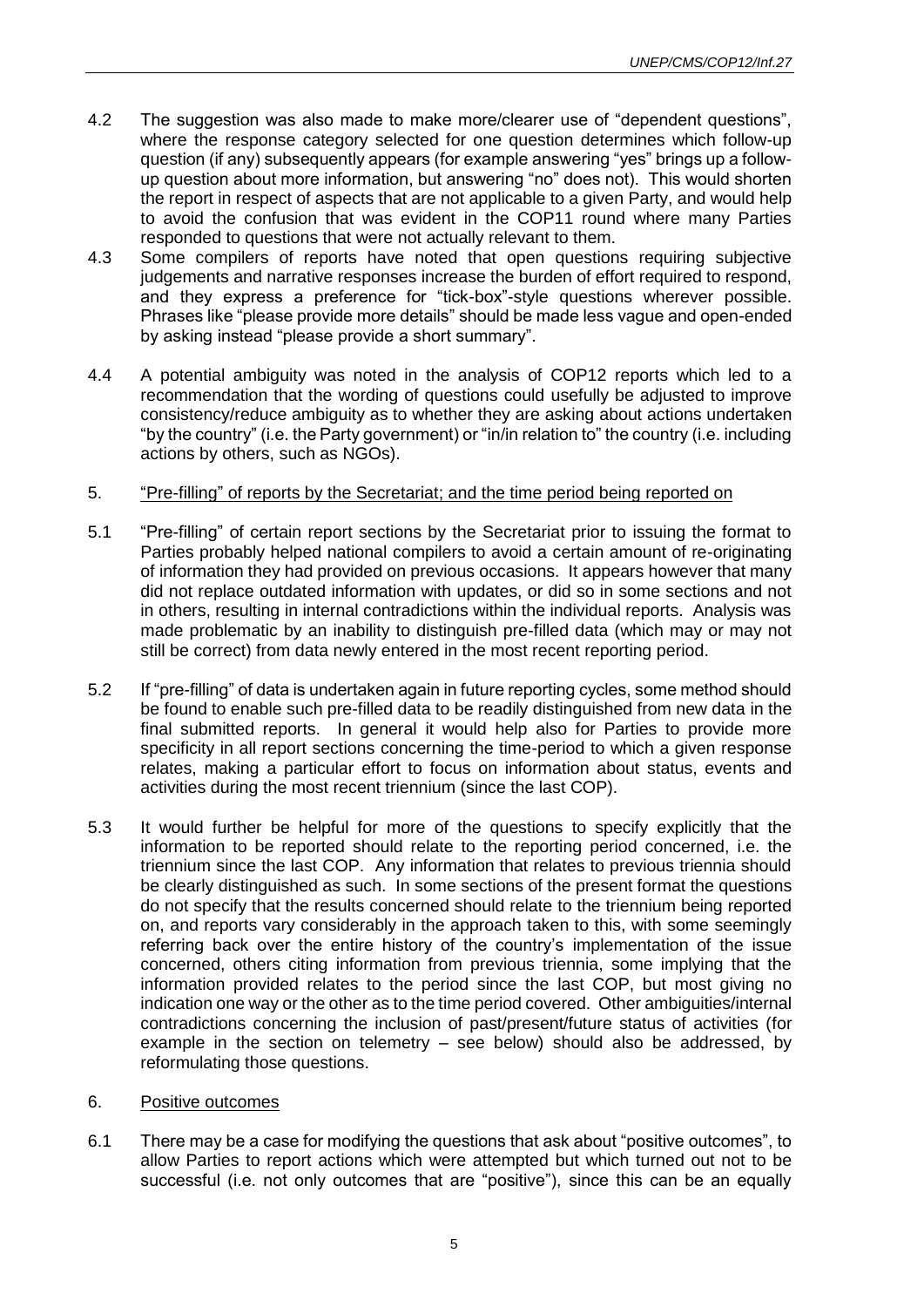4.2 The suggestion was also made to make more/clearer use of "dependent questions", where the response category selected for one question determines which follow-up question (if any) subsequently appears (for example answering "yes" brings up a follow-up question about more information, but answering "no" does not). This would shorten the report in respect of aspects that are not applicable to a given Party, and would help to avoid the confusion that was evident in the COP11 round where many Parties responded to questions that were not actually relevant to them.

4.3 Some compilers of reports have noted that open questions requiring subjective judgements and narrative responses increase the burden of effort required to respond, and they express a preference for "tick-box"-style questions wherever possible. Phrases like "please provide more details" should be made less vague and open-ended by asking instead "please provide a short summary".

4.4 A potential ambiguity was noted in the analysis of COP12 reports which led to a recommendation that the wording of questions could usefully be adjusted to improve consistency/reduce ambiguity as to whether they are asking about actions undertaken "by the country" (i.e. the Party government) or "in/in relation to" the country (i.e. including actions by others, such as NGOs).

## 5. "Pre-filling" of reports by the Secretariat; and the time period being reported on

5.1 "Pre-filling" of certain report sections by the Secretariat prior to issuing the format to Parties probably helped national compilers to avoid a certain amount of re-originating of information they had provided on previous occasions. It appears however that many did not replace outdated information with updates, or did so in some sections and not in others, resulting in internal contradictions within the individual reports. Analysis was made problematic by an inability to distinguish pre-filled data (which may or may not still be correct) from data newly entered in the most recent reporting period.

5.2 If "pre-filling" of data is undertaken again in future reporting cycles, some method should be found to enable such pre-filled data to be readily distinguished from new data in the final submitted reports. In general it would help also for Parties to provide more specificity in all report sections concerning the time-period to which a given response relates, making a particular effort to focus on information about status, events and activities during the most recent triennium (since the last COP).

5.3 It would further be helpful for more of the questions to specify explicitly that the information to be reported should relate to the reporting period concerned, i.e. the triennium since the last COP. Any information that relates to previous triennia should be clearly distinguished as such. In some sections of the present format the questions do not specify that the results concerned should relate to the triennium being reported on, and reports vary considerably in the approach taken to this, with some seemingly referring back over the entire history of the country's implementation of the issue concerned, others citing information from previous triennia, some implying that the information provided relates to the period since the last COP, but most giving no indication one way or the other as to the time period covered. Other ambiguities/internal contradictions concerning the inclusion of past/present/future status of activities (for example in the section on telemetry – see below) should also be addressed, by reformulating those questions.

## 6. Positive outcomes

6.1 There may be a case for modifying the questions that ask about "positive outcomes", to allow Parties to report actions which were attempted but which turned out not to be successful (i.e. not only outcomes that are "positive"), since this can be an equally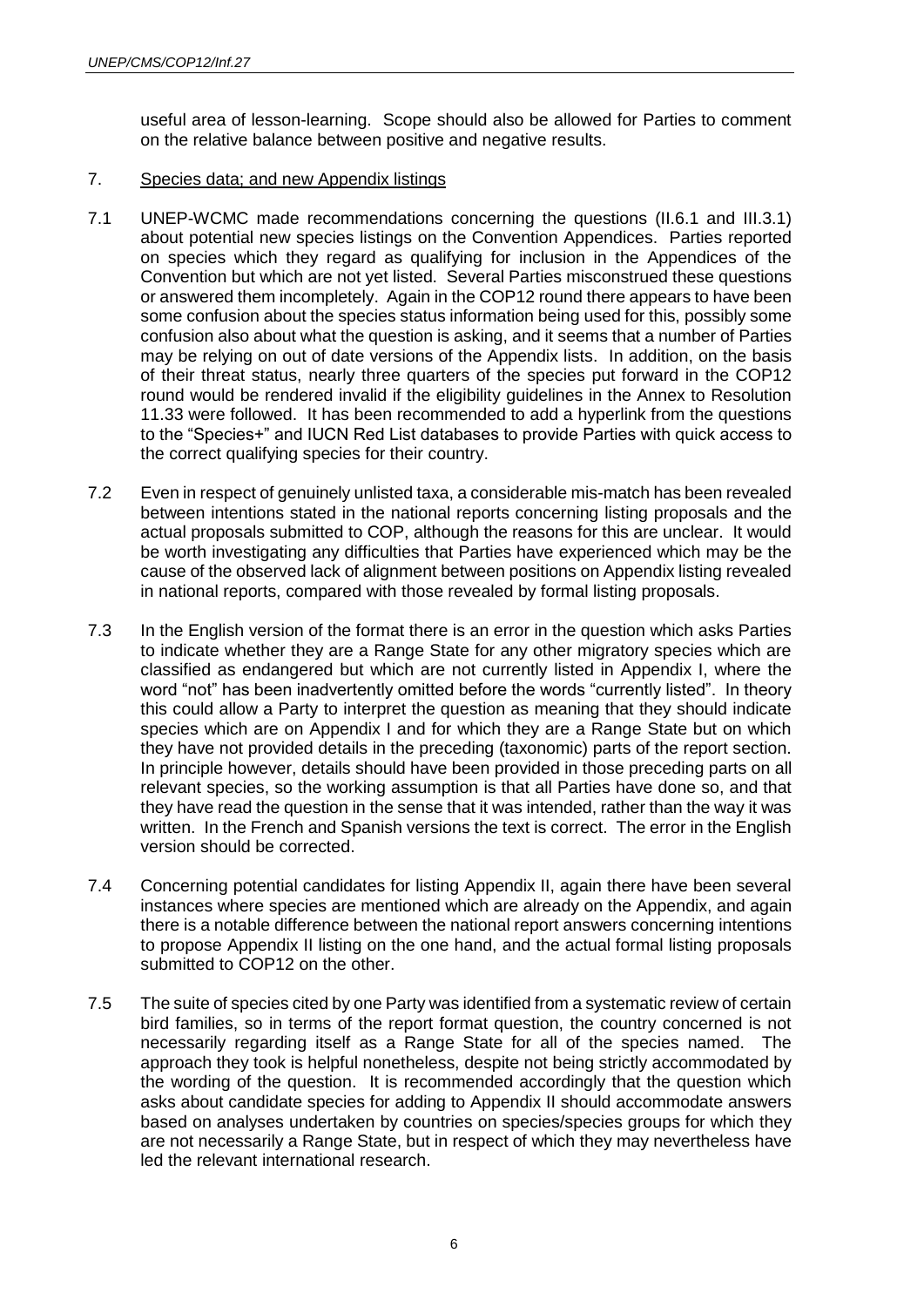useful area of lesson-learning. Scope should also be allowed for Parties to comment on the relative balance between positive and negative results.

7. Species data; and new Appendix listings

7.1 UNEP-WCMC made recommendations concerning the questions (II.6.1 and III.3.1) about potential new species listings on the Convention Appendices. Parties reported on species which they regard as qualifying for inclusion in the Appendices of the Convention but which are not yet listed. Several Parties misconstrued these questions or answered them incompletely. Again in the COP12 round there appears to have been some confusion about the species status information being used for this, possibly some confusion also about what the question is asking, and it seems that a number of Parties may be relying on out of date versions of the Appendix lists. In addition, on the basis of their threat status, nearly three quarters of the species put forward in the COP12 round would be rendered invalid if the eligibility guidelines in the Annex to Resolution 11.33 were followed. It has been recommended to add a hyperlink from the questions to the "Species+" and IUCN Red List databases to provide Parties with quick access to the correct qualifying species for their country.

7.2 Even in respect of genuinely unlisted taxa, a considerable mis-match has been revealed between intentions stated in the national reports concerning listing proposals and the actual proposals submitted to COP, although the reasons for this are unclear. It would be worth investigating any difficulties that Parties have experienced which may be the cause of the observed lack of alignment between positions on Appendix listing revealed in national reports, compared with those revealed by formal listing proposals.

7.3 In the English version of the format there is an error in the question which asks Parties to indicate whether they are a Range State for any other migratory species which are classified as endangered but which are not currently listed in Appendix I, where the word "not" has been inadvertently omitted before the words "currently listed". In theory this could allow a Party to interpret the question as meaning that they should indicate species which are on Appendix I and for which they are a Range State but on which they have not provided details in the preceding (taxonomic) parts of the report section. In principle however, details should have been provided in those preceding parts on all relevant species, so the working assumption is that all Parties have done so, and that they have read the question in the sense that it was intended, rather than the way it was written. In the French and Spanish versions the text is correct. The error in the English version should be corrected.

7.4 Concerning potential candidates for listing Appendix II, again there have been several instances where species are mentioned which are already on the Appendix, and again there is a notable difference between the national report answers concerning intentions to propose Appendix II listing on the one hand, and the actual formal listing proposals submitted to COP12 on the other.

7.5 The suite of species cited by one Party was identified from a systematic review of certain bird families, so in terms of the report format question, the country concerned is not necessarily regarding itself as a Range State for all of the species named. The approach they took is helpful nonetheless, despite not being strictly accommodated by the wording of the question. It is recommended accordingly that the question which asks about candidate species for adding to Appendix II should accommodate answers based on analyses undertaken by countries on species/species groups for which they are not necessarily a Range State, but in respect of which they may nevertheless have led the relevant international research.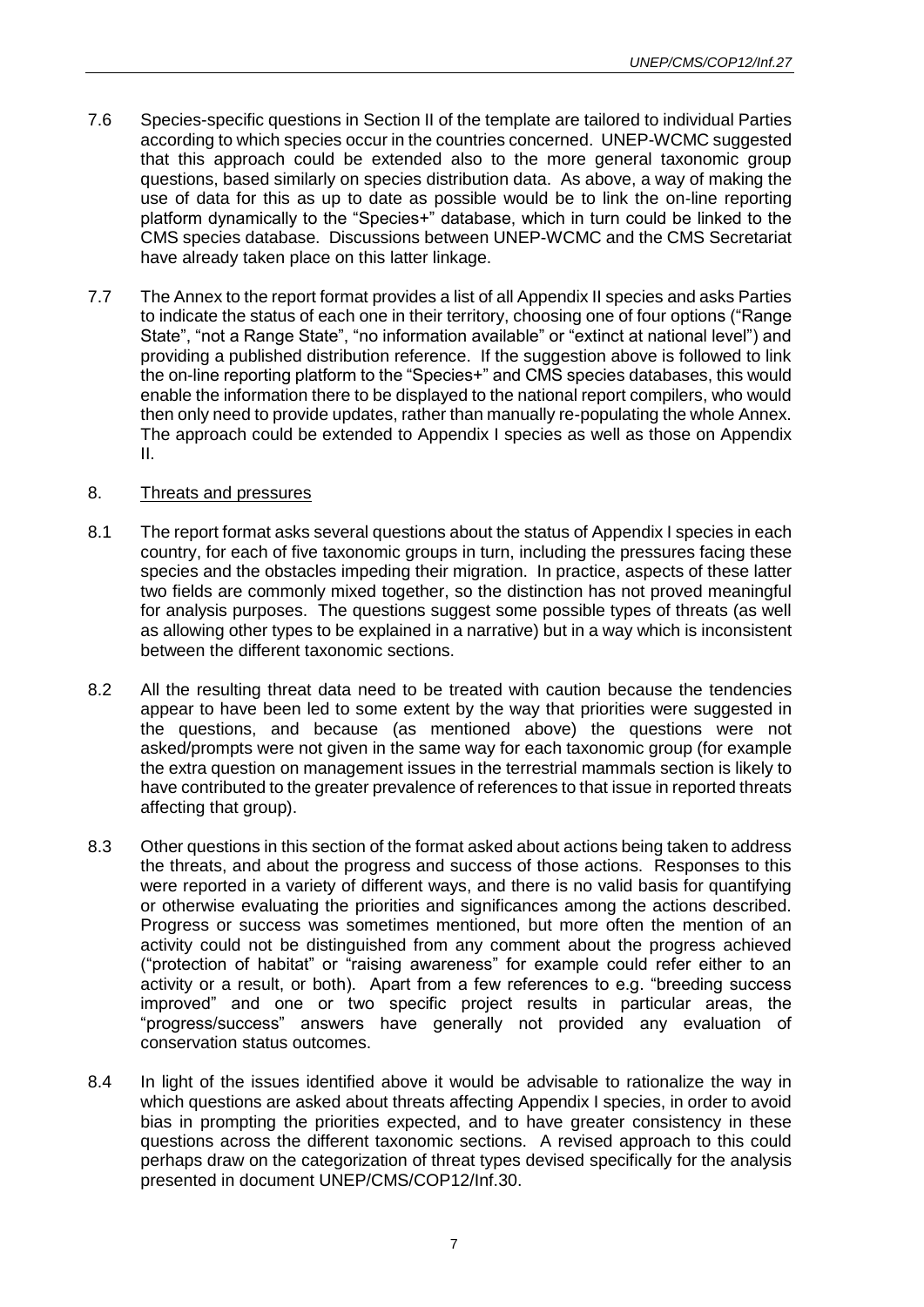7.6 Species-specific questions in Section II of the template are tailored to individual Parties according to which species occur in the countries concerned. UNEP-WCMC suggested that this approach could be extended also to the more general taxonomic group questions, based similarly on species distribution data. As above, a way of making the use of data for this as up to date as possible would be to link the on-line reporting platform dynamically to the "Species+" database, which in turn could be linked to the CMS species database. Discussions between UNEP-WCMC and the CMS Secretariat have already taken place on this latter linkage.

7.7 The Annex to the report format provides a list of all Appendix II species and asks Parties to indicate the status of each one in their territory, choosing one of four options ("Range State", "not a Range State", "no information available" or "extinct at national level") and providing a published distribution reference. If the suggestion above is followed to link the on-line reporting platform to the "Species+" and CMS species databases, this would enable the information there to be displayed to the national report compilers, who would then only need to provide updates, rather than manually re-populating the whole Annex. The approach could be extended to Appendix I species as well as those on Appendix II.

8. Threats and pressures

8.1 The report format asks several questions about the status of Appendix I species in each country, for each of five taxonomic groups in turn, including the pressures facing these species and the obstacles impeding their migration. In practice, aspects of these latter two fields are commonly mixed together, so the distinction has not proved meaningful for analysis purposes. The questions suggest some possible types of threats (as well as allowing other types to be explained in a narrative) but in a way which is inconsistent between the different taxonomic sections.

8.2 All the resulting threat data need to be treated with caution because the tendencies appear to have been led to some extent by the way that priorities were suggested in the questions, and because (as mentioned above) the questions were not asked/prompts were not given in the same way for each taxonomic group (for example the extra question on management issues in the terrestrial mammals section is likely to have contributed to the greater prevalence of references to that issue in reported threats affecting that group).

8.3 Other questions in this section of the format asked about actions being taken to address the threats, and about the progress and success of those actions. Responses to this were reported in a variety of different ways, and there is no valid basis for quantifying or otherwise evaluating the priorities and significances among the actions described. Progress or success was sometimes mentioned, but more often the mention of an activity could not be distinguished from any comment about the progress achieved ("protection of habitat" or "raising awareness" for example could refer either to an activity or a result, or both). Apart from a few references to e.g. "breeding success improved" and one or two specific project results in particular areas, the "progress/success" answers have generally not provided any evaluation of conservation status outcomes.

8.4 In light of the issues identified above it would be advisable to rationalize the way in which questions are asked about threats affecting Appendix I species, in order to avoid bias in prompting the priorities expected, and to have greater consistency in these questions across the different taxonomic sections. A revised approach to this could perhaps draw on the categorization of threat types devised specifically for the analysis presented in document UNEP/CMS/COP12/Inf.30.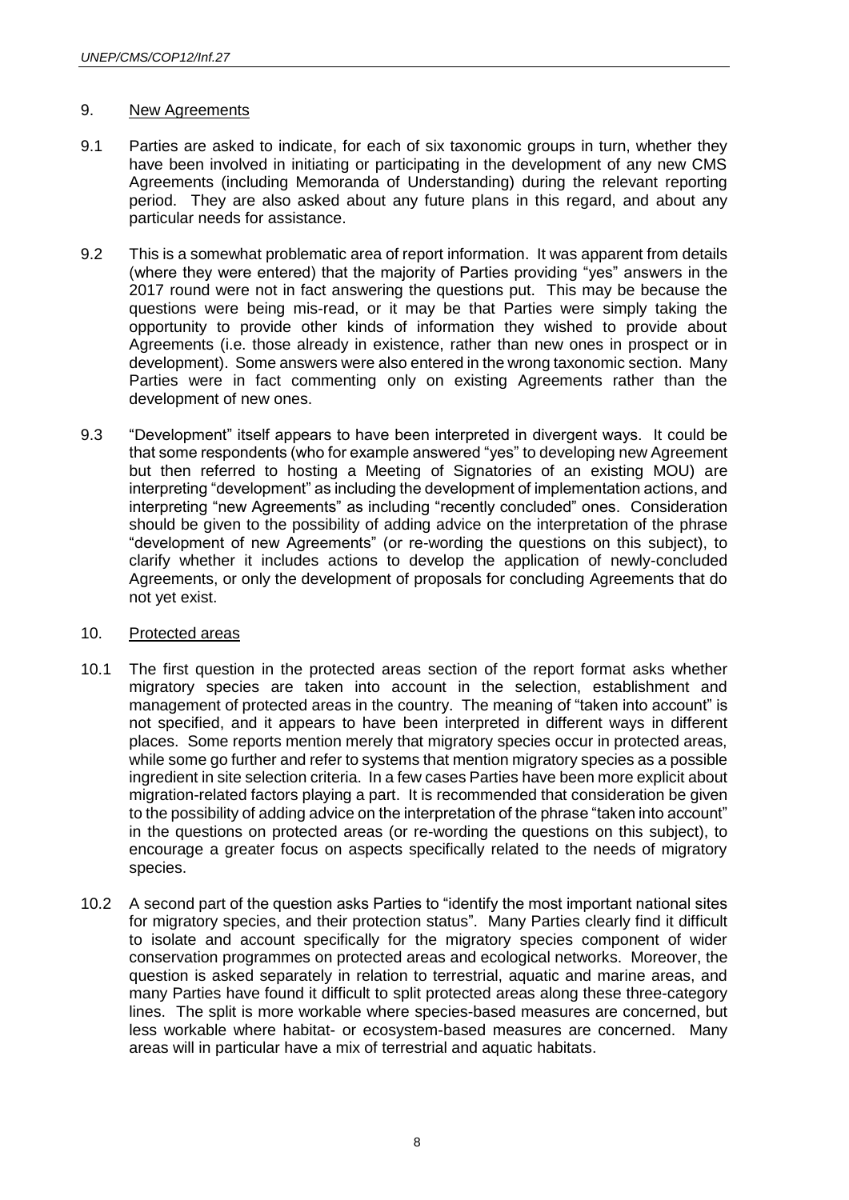## 9. New Agreements

9.1 Parties are asked to indicate, for each of six taxonomic groups in turn, whether they have been involved in initiating or participating in the development of any new CMS Agreements (including Memoranda of Understanding) during the relevant reporting period. They are also asked about any future plans in this regard, and about any particular needs for assistance.

9.2 This is a somewhat problematic area of report information. It was apparent from details (where they were entered) that the majority of Parties providing "yes" answers in the 2017 round were not in fact answering the questions put. This may be because the questions were being mis-read, or it may be that Parties were simply taking the opportunity to provide other kinds of information they wished to provide about Agreements (i.e. those already in existence, rather than new ones in prospect or in development). Some answers were also entered in the wrong taxonomic section. Many Parties were in fact commenting only on existing Agreements rather than the development of new ones.

9.3 "Development" itself appears to have been interpreted in divergent ways. It could be that some respondents (who for example answered "yes" to developing new Agreement but then referred to hosting a Meeting of Signatories of an existing MOU) are interpreting "development" as including the development of implementation actions, and interpreting "new Agreements" as including "recently concluded" ones. Consideration should be given to the possibility of adding advice on the interpretation of the phrase "development of new Agreements" (or re-wording the questions on this subject), to clarify whether it includes actions to develop the application of newly-concluded Agreements, or only the development of proposals for concluding Agreements that do not yet exist.

## 10. Protected areas

10.1 The first question in the protected areas section of the report format asks whether migratory species are taken into account in the selection, establishment and management of protected areas in the country. The meaning of "taken into account" is not specified, and it appears to have been interpreted in different ways in different places. Some reports mention merely that migratory species occur in protected areas, while some go further and refer to systems that mention migratory species as a possible ingredient in site selection criteria. In a few cases Parties have been more explicit about migration-related factors playing a part. It is recommended that consideration be given to the possibility of adding advice on the interpretation of the phrase "taken into account" in the questions on protected areas (or re-wording the questions on this subject), to encourage a greater focus on aspects specifically related to the needs of migratory species.

10.2 A second part of the question asks Parties to "identify the most important national sites for migratory species, and their protection status". Many Parties clearly find it difficult to isolate and account specifically for the migratory species component of wider conservation programmes on protected areas and ecological networks. Moreover, the question is asked separately in relation to terrestrial, aquatic and marine areas, and many Parties have found it difficult to split protected areas along these three-category lines. The split is more workable where species-based measures are concerned, but less workable where habitat- or ecosystem-based measures are concerned. Many areas will in particular have a mix of terrestrial and aquatic habitats.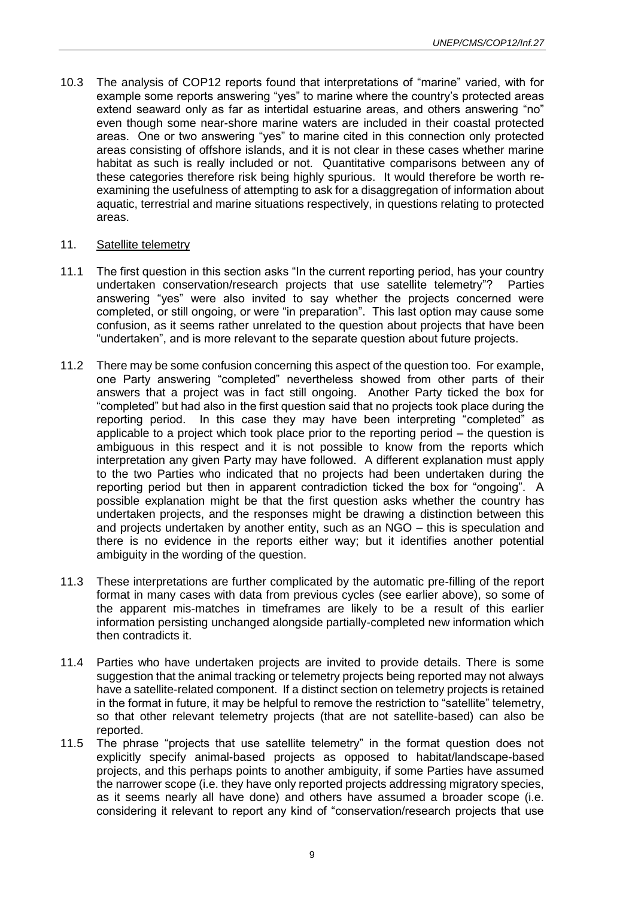10.3 The analysis of COP12 reports found that interpretations of "marine" varied, with for example some reports answering "yes" to marine where the country's protected areas extend seaward only as far as intertidal estuarine areas, and others answering "no" even though some near-shore marine waters are included in their coastal protected areas. One or two answering "yes" to marine cited in this connection only protected areas consisting of offshore islands, and it is not clear in these cases whether marine habitat as such is really included or not. Quantitative comparisons between any of these categories therefore risk being highly spurious. It would therefore be worth re-examining the usefulness of attempting to ask for a disaggregation of information about aquatic, terrestrial and marine situations respectively, in questions relating to protected areas.

## 11. Satellite telemetry

11.1 The first question in this section asks "In the current reporting period, has your country undertaken conservation/research projects that use satellite telemetry"? Parties answering "yes" were also invited to say whether the projects concerned were completed, or still ongoing, or were "in preparation". This last option may cause some confusion, as it seems rather unrelated to the question about projects that have been "undertaken", and is more relevant to the separate question about future projects.

11.2 There may be some confusion concerning this aspect of the question too. For example, one Party answering "completed" nevertheless showed from other parts of their answers that a project was in fact still ongoing. Another Party ticked the box for "completed" but had also in the first question said that no projects took place during the reporting period. In this case they may have been interpreting "completed" as applicable to a project which took place prior to the reporting period – the question is ambiguous in this respect and it is not possible to know from the reports which interpretation any given Party may have followed. A different explanation must apply to the two Parties who indicated that no projects had been undertaken during the reporting period but then in apparent contradiction ticked the box for "ongoing". A possible explanation might be that the first question asks whether the country has undertaken projects, and the responses might be drawing a distinction between this and projects undertaken by another entity, such as an NGO – this is speculation and there is no evidence in the reports either way; but it identifies another potential ambiguity in the wording of the question.

11.3 These interpretations are further complicated by the automatic pre-filling of the report format in many cases with data from previous cycles (see earlier above), so some of the apparent mis-matches in timeframes are likely to be a result of this earlier information persisting unchanged alongside partially-completed new information which then contradicts it.

11.4 Parties who have undertaken projects are invited to provide details. There is some suggestion that the animal tracking or telemetry projects being reported may not always have a satellite-related component. If a distinct section on telemetry projects is retained in the format in future, it may be helpful to remove the restriction to "satellite" telemetry, so that other relevant telemetry projects (that are not satellite-based) can also be reported.

11.5 The phrase "projects that use satellite telemetry" in the format question does not explicitly specify animal-based projects as opposed to habitat/landscape-based projects, and this perhaps points to another ambiguity, if some Parties have assumed the narrower scope (i.e. they have only reported projects addressing migratory species, as it seems nearly all have done) and others have assumed a broader scope (i.e. considering it relevant to report any kind of "conservation/research projects that use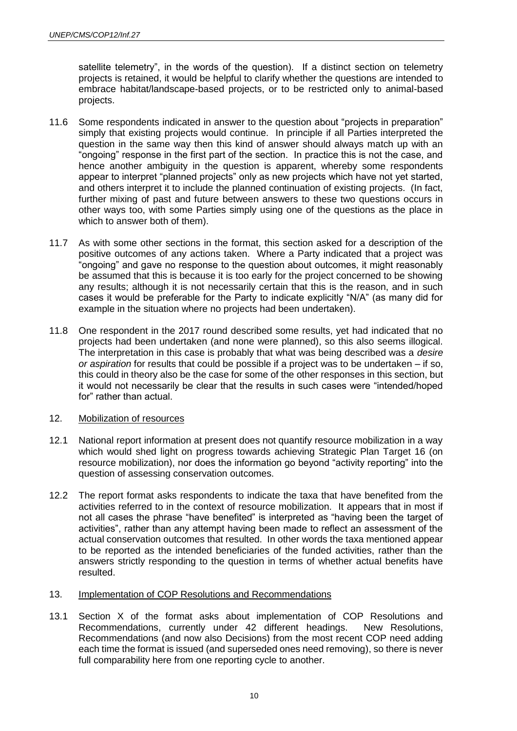satellite telemetry", in the words of the question). If a distinct section on telemetry projects is retained, it would be helpful to clarify whether the questions are intended to embrace habitat/landscape-based projects, or to be restricted only to animal-based projects.

11.6 Some respondents indicated in answer to the question about "projects in preparation" simply that existing projects would continue. In principle if all Parties interpreted the question in the same way then this kind of answer should always match up with an "ongoing" response in the first part of the section. In practice this is not the case, and hence another ambiguity in the question is apparent, whereby some respondents appear to interpret "planned projects" only as new projects which have not yet started, and others interpret it to include the planned continuation of existing projects. (In fact, further mixing of past and future between answers to these two questions occurs in other ways too, with some Parties simply using one of the questions as the place in which to answer both of them).

11.7 As with some other sections in the format, this section asked for a description of the positive outcomes of any actions taken. Where a Party indicated that a project was "ongoing" and gave no response to the question about outcomes, it might reasonably be assumed that this is because it is too early for the project concerned to be showing any results; although it is not necessarily certain that this is the reason, and in such cases it would be preferable for the Party to indicate explicitly "N/A" (as many did for example in the situation where no projects had been undertaken).

11.8 One respondent in the 2017 round described some results, yet had indicated that no projects had been undertaken (and none were planned), so this also seems illogical. The interpretation in this case is probably that what was being described was a *desire or aspiration* for results that could be possible if a project was to be undertaken – if so, this could in theory also be the case for some of the other responses in this section, but it would not necessarily be clear that the results in such cases were "intended/hoped for" rather than actual.

## 12. Mobilization of resources

12.1 National report information at present does not quantify resource mobilization in a way which would shed light on progress towards achieving Strategic Plan Target 16 (on resource mobilization), nor does the information go beyond "activity reporting" into the question of assessing conservation outcomes.

12.2 The report format asks respondents to indicate the taxa that have benefited from the activities referred to in the context of resource mobilization. It appears that in most if not all cases the phrase "have benefited" is interpreted as "having been the target of activities", rather than any attempt having been made to reflect an assessment of the actual conservation outcomes that resulted. In other words the taxa mentioned appear to be reported as the intended beneficiaries of the funded activities, rather than the answers strictly responding to the question in terms of whether actual benefits have resulted.

## 13. Implementation of COP Resolutions and Recommendations

13.1 Section X of the format asks about implementation of COP Resolutions and Recommendations, currently under 42 different headings. New Resolutions, Recommendations (and now also Decisions) from the most recent COP need adding each time the format is issued (and superseded ones need removing), so there is never full comparability here from one reporting cycle to another.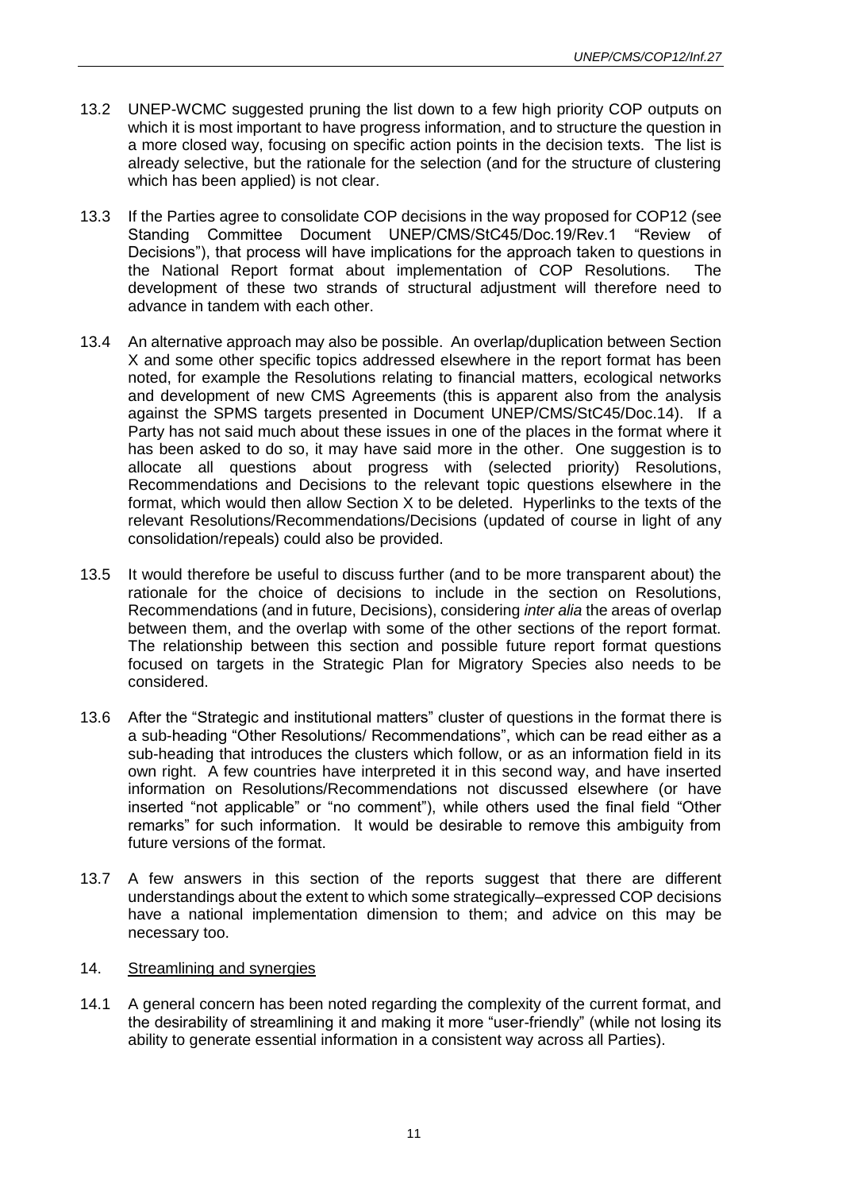13.2 UNEP-WCMC suggested pruning the list down to a few high priority COP outputs on which it is most important to have progress information, and to structure the question in a more closed way, focusing on specific action points in the decision texts. The list is already selective, but the rationale for the selection (and for the structure of clustering which has been applied) is not clear.

13.3 If the Parties agree to consolidate COP decisions in the way proposed for COP12 (see Standing Committee Document UNEP/CMS/StC45/Doc.19/Rev.1 "Review of Decisions"), that process will have implications for the approach taken to questions in the National Report format about implementation of COP Resolutions. The development of these two strands of structural adjustment will therefore need to advance in tandem with each other.

13.4 An alternative approach may also be possible. An overlap/duplication between Section X and some other specific topics addressed elsewhere in the report format has been noted, for example the Resolutions relating to financial matters, ecological networks and development of new CMS Agreements (this is apparent also from the analysis against the SPMS targets presented in Document UNEP/CMS/StC45/Doc.14). If a Party has not said much about these issues in one of the places in the format where it has been asked to do so, it may have said more in the other. One suggestion is to allocate all questions about progress with (selected priority) Resolutions, Recommendations and Decisions to the relevant topic questions elsewhere in the format, which would then allow Section X to be deleted. Hyperlinks to the texts of the relevant Resolutions/Recommendations/Decisions (updated of course in light of any consolidation/repeals) could also be provided.

13.5 It would therefore be useful to discuss further (and to be more transparent about) the rationale for the choice of decisions to include in the section on Resolutions, Recommendations (and in future, Decisions), considering *inter alia* the areas of overlap between them, and the overlap with some of the other sections of the report format. The relationship between this section and possible future report format questions focused on targets in the Strategic Plan for Migratory Species also needs to be considered.

13.6 After the "Strategic and institutional matters" cluster of questions in the format there is a sub-heading "Other Resolutions/ Recommendations", which can be read either as a sub-heading that introduces the clusters which follow, or as an information field in its own right. A few countries have interpreted it in this second way, and have inserted information on Resolutions/Recommendations not discussed elsewhere (or have inserted "not applicable" or "no comment"), while others used the final field "Other remarks" for such information. It would be desirable to remove this ambiguity from future versions of the format.

13.7 A few answers in this section of the reports suggest that there are different understandings about the extent to which some strategically–expressed COP decisions have a national implementation dimension to them; and advice on this may be necessary too.

## 14. Streamlining and synergies

14.1 A general concern has been noted regarding the complexity of the current format, and the desirability of streamlining it and making it more "user-friendly" (while not losing its ability to generate essential information in a consistent way across all Parties).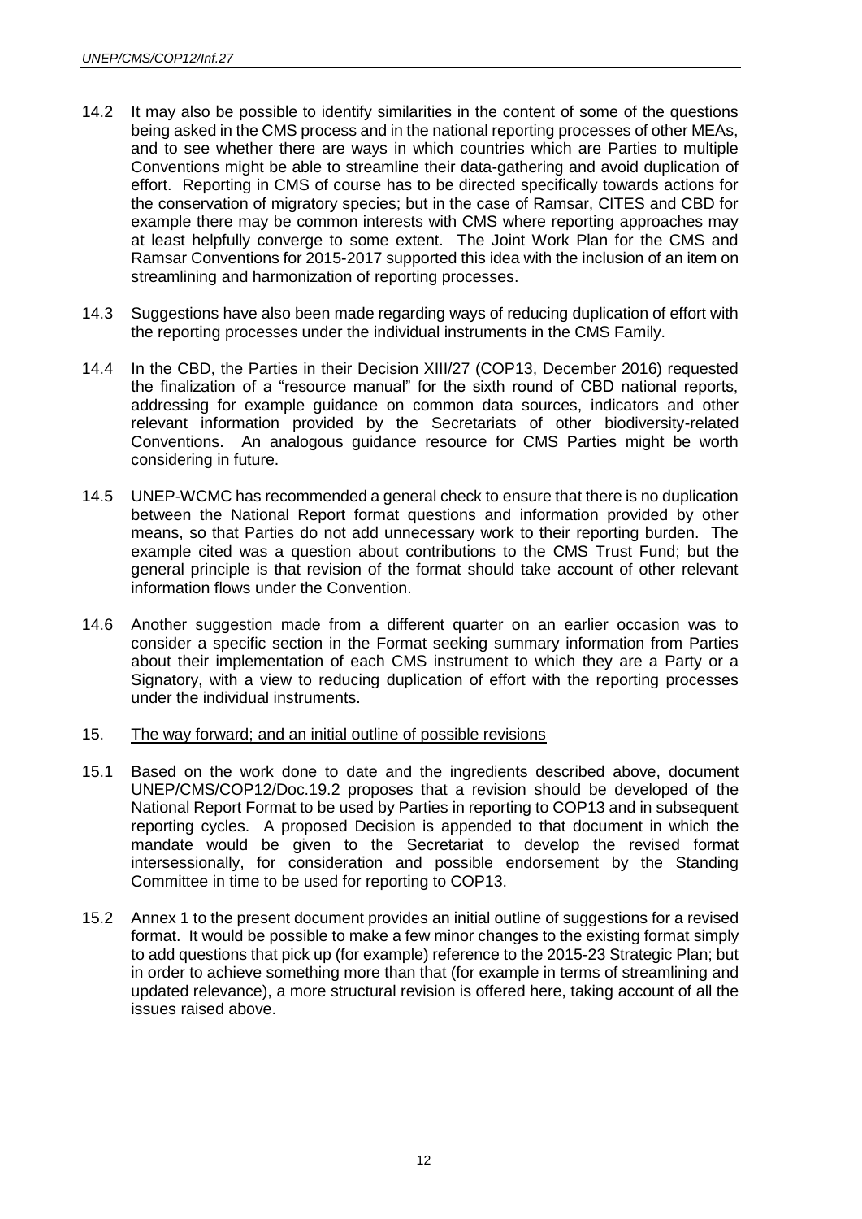14.2 It may also be possible to identify similarities in the content of some of the questions being asked in the CMS process and in the national reporting processes of other MEAs, and to see whether there are ways in which countries which are Parties to multiple Conventions might be able to streamline their data-gathering and avoid duplication of effort. Reporting in CMS of course has to be directed specifically towards actions for the conservation of migratory species; but in the case of Ramsar, CITES and CBD for example there may be common interests with CMS where reporting approaches may at least helpfully converge to some extent. The Joint Work Plan for the CMS and Ramsar Conventions for 2015-2017 supported this idea with the inclusion of an item on streamlining and harmonization of reporting processes.

14.3 Suggestions have also been made regarding ways of reducing duplication of effort with the reporting processes under the individual instruments in the CMS Family.

14.4 In the CBD, the Parties in their Decision XIII/27 (COP13, December 2016) requested the finalization of a "resource manual" for the sixth round of CBD national reports, addressing for example guidance on common data sources, indicators and other relevant information provided by the Secretariats of other biodiversity-related Conventions. An analogous guidance resource for CMS Parties might be worth considering in future.

14.5 UNEP-WCMC has recommended a general check to ensure that there is no duplication between the National Report format questions and information provided by other means, so that Parties do not add unnecessary work to their reporting burden. The example cited was a question about contributions to the CMS Trust Fund; but the general principle is that revision of the format should take account of other relevant information flows under the Convention.

14.6 Another suggestion made from a different quarter on an earlier occasion was to consider a specific section in the Format seeking summary information from Parties about their implementation of each CMS instrument to which they are a Party or a Signatory, with a view to reducing duplication of effort with the reporting processes under the individual instruments.

## 15. The way forward; and an initial outline of possible revisions

15.1 Based on the work done to date and the ingredients described above, document UNEP/CMS/COP12/Doc.19.2 proposes that a revision should be developed of the National Report Format to be used by Parties in reporting to COP13 and in subsequent reporting cycles. A proposed Decision is appended to that document in which the mandate would be given to the Secretariat to develop the revised format intersessionally, for consideration and possible endorsement by the Standing Committee in time to be used for reporting to COP13.

15.2 Annex 1 to the present document provides an initial outline of suggestions for a revised format. It would be possible to make a few minor changes to the existing format simply to add questions that pick up (for example) reference to the 2015-23 Strategic Plan; but in order to achieve something more than that (for example in terms of streamlining and updated relevance), a more structural revision is offered here, taking account of all the issues raised above.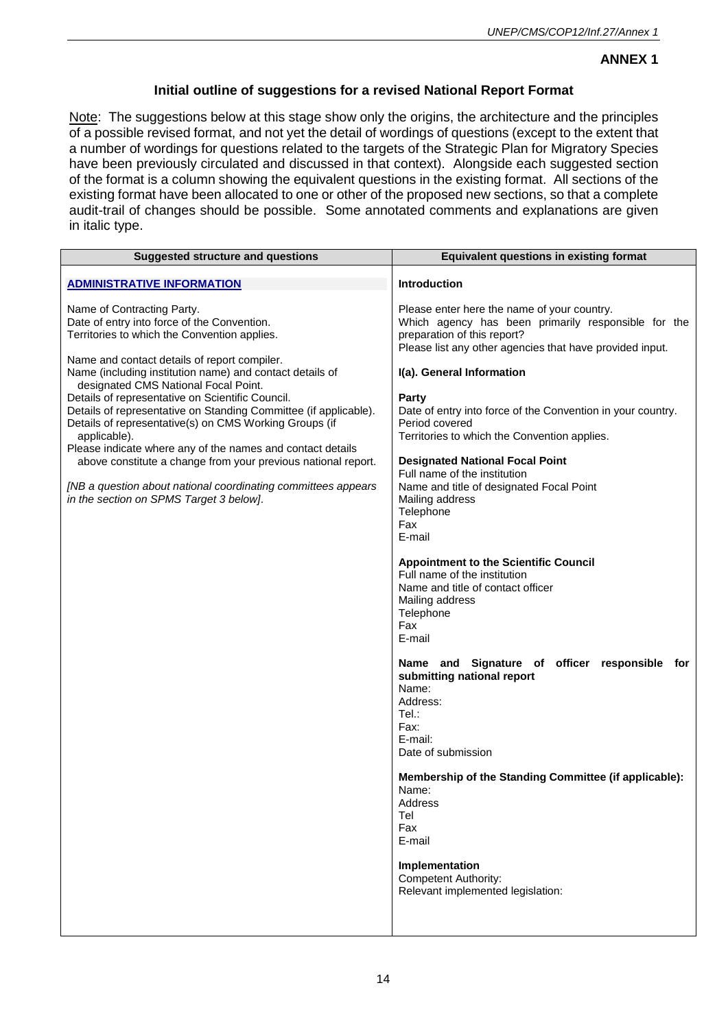## ANNEX 1

### Initial outline of suggestions for a revised National Report Format

Note: The suggestions below at this stage show only the origins, the architecture and the principles of a possible revised format, and not yet the detail of wordings of questions (except to the extent that a number of wordings for questions related to the targets of the Strategic Plan for Migratory Species have been previously circulated and discussed in that context). Alongside each suggested section of the format is a column showing the equivalent questions in the existing format. All sections of the existing format have been allocated to one or other of the proposed new sections, so that a complete audit-trail of changes should be possible. Some annotated comments and explanations are given in italic type.

| Suggested structure and questions | Equivalent questions in existing format |
| --- | --- |
| **ADMINISTRATIVE INFORMATION**<br><br>Name of Contracting Party.<br>Date of entry into force of the Convention.<br>Territories to which the Convention applies.<br><br>Name and contact details of report compiler.<br>Name (including institution name) and contact details of designated CMS National Focal Point.<br>Details of representative on Scientific Council.<br>Details of representative on Standing Committee (if applicable).<br>Details of representative(s) on CMS Working Groups (if applicable).<br>Please indicate where any of the names and contact details above constitute a change from your previous national report.<br><br>*[NB a question about national coordinating committees appears in the section on SPMS Target 3 below].* | **Introduction**<br><br>Please enter here the name of your country.<br>Which agency has been primarily responsible for the preparation of this report?<br>Please list any other agencies that have provided input.<br><br>**I(a). General Information**<br><br>**Party**<br>Date of entry into force of the Convention in your country.<br>Period covered<br>Territories to which the Convention applies.<br><br>**Designated National Focal Point**<br>Full name of the institution<br>Name and title of designated Focal Point<br>Mailing address<br>Telephone<br>Fax<br>E-mail<br><br>**Appointment to the Scientific Council**<br>Full name of the institution<br>Name and title of contact officer<br>Mailing address<br>Telephone<br>Fax<br>E-mail<br><br>**Name and Signature of officer responsible for submitting national report**<br>Name:<br>Address:<br>Tel.:<br>Fax:<br>E-mail:<br>Date of submission<br><br>**Membership of the Standing Committee (if applicable):**<br>Name:<br>Address<br>Tel<br>Fax<br>E-mail<br><br>**Implementation**<br>Competent Authority:<br>Relevant implemented legislation: |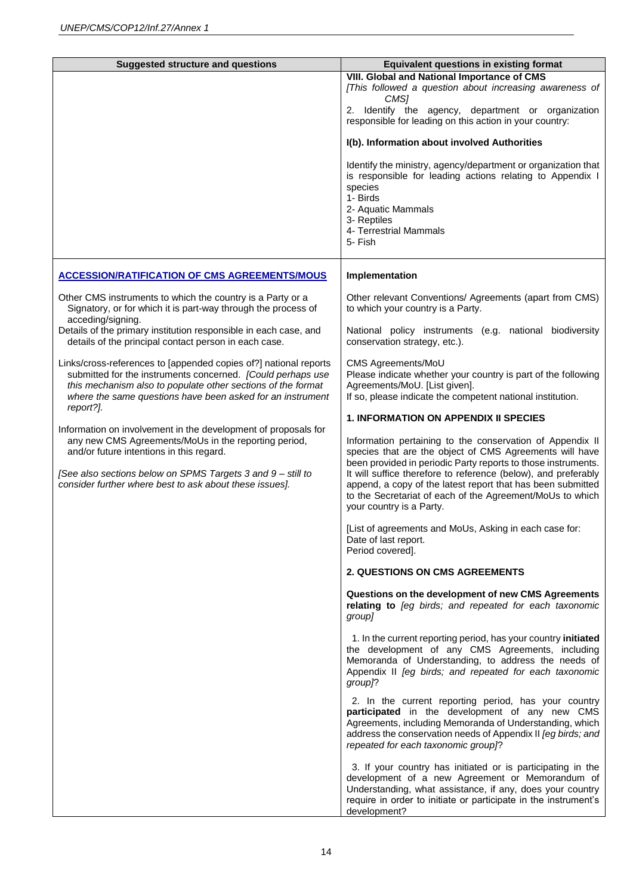| Suggested structure and questions | Equivalent questions in existing format |
|---|---|
| | **VIII. Global and National Importance of CMS**<br>*[This followed a question about increasing awareness of CMS]*<br>2. Identify the agency, department or organization responsible for leading on this action in your country:<br><br>**I(b). Information about involved Authorities**<br><br>Identify the ministry, agency/department or organization that is responsible for leading actions relating to Appendix I species<br>1- Birds<br>2- Aquatic Mammals<br>3- Reptiles<br>4- Terrestrial Mammals<br>5- Fish |
| **ACCESSION/RATIFICATION OF CMS AGREEMENTS/MOUS**<br><br>Other CMS instruments to which the country is a Party or a Signatory, or for which it is part-way through the process of acceding/signing.<br>Details of the primary institution responsible in each case, and details of the principal contact person in each case.<br><br>Links/cross-references to [appended copies of?] national reports submitted for the instruments concerned. *[Could perhaps use this mechanism also to populate other sections of the format where the same questions have been asked for an instrument report?].*<br><br>Information on involvement in the development of proposals for any new CMS Agreements/MoUs in the reporting period, and/or future intentions in this regard.<br><br>*[See also sections below on SPMS Targets 3 and 9 – still to consider further where best to ask about these issues].* | **Implementation**<br><br>Other relevant Conventions/ Agreements (apart from CMS) to which your country is a Party.<br><br>National policy instruments (e.g. national biodiversity conservation strategy, etc.).<br><br>CMS Agreements/MoU<br>Please indicate whether your country is part of the following Agreements/MoU. [List given].<br>If so, please indicate the competent national institution.<br><br>**1. INFORMATION ON APPENDIX II SPECIES**<br><br>Information pertaining to the conservation of Appendix II species that are the object of CMS Agreements will have been provided in periodic Party reports to those instruments. It will suffice therefore to reference (below), and preferably append, a copy of the latest report that has been submitted to the Secretariat of each of the Agreement/MoUs to which your country is a Party.<br><br>[List of agreements and MoUs, Asking in each case for:<br>Date of last report.<br>Period covered].<br><br>**2. QUESTIONS ON CMS AGREEMENTS**<br><br>**Questions on the development of new CMS Agreements relating to** *[eg birds; and repeated for each taxonomic group]*<br><br>1. In the current reporting period, has your country **initiated** the development of any CMS Agreements, including Memoranda of Understanding, to address the needs of Appendix II *[eg birds; and repeated for each taxonomic group]*?<br><br>2. In the current reporting period, has your country **participated** in the development of any new CMS Agreements, including Memoranda of Understanding, which address the conservation needs of Appendix II *[eg birds; and repeated for each taxonomic group]*?<br><br>3. If your country has initiated or is participating in the development of a new Agreement or Memorandum of Understanding, what assistance, if any, does your country require in order to initiate or participate in the instrument's development? |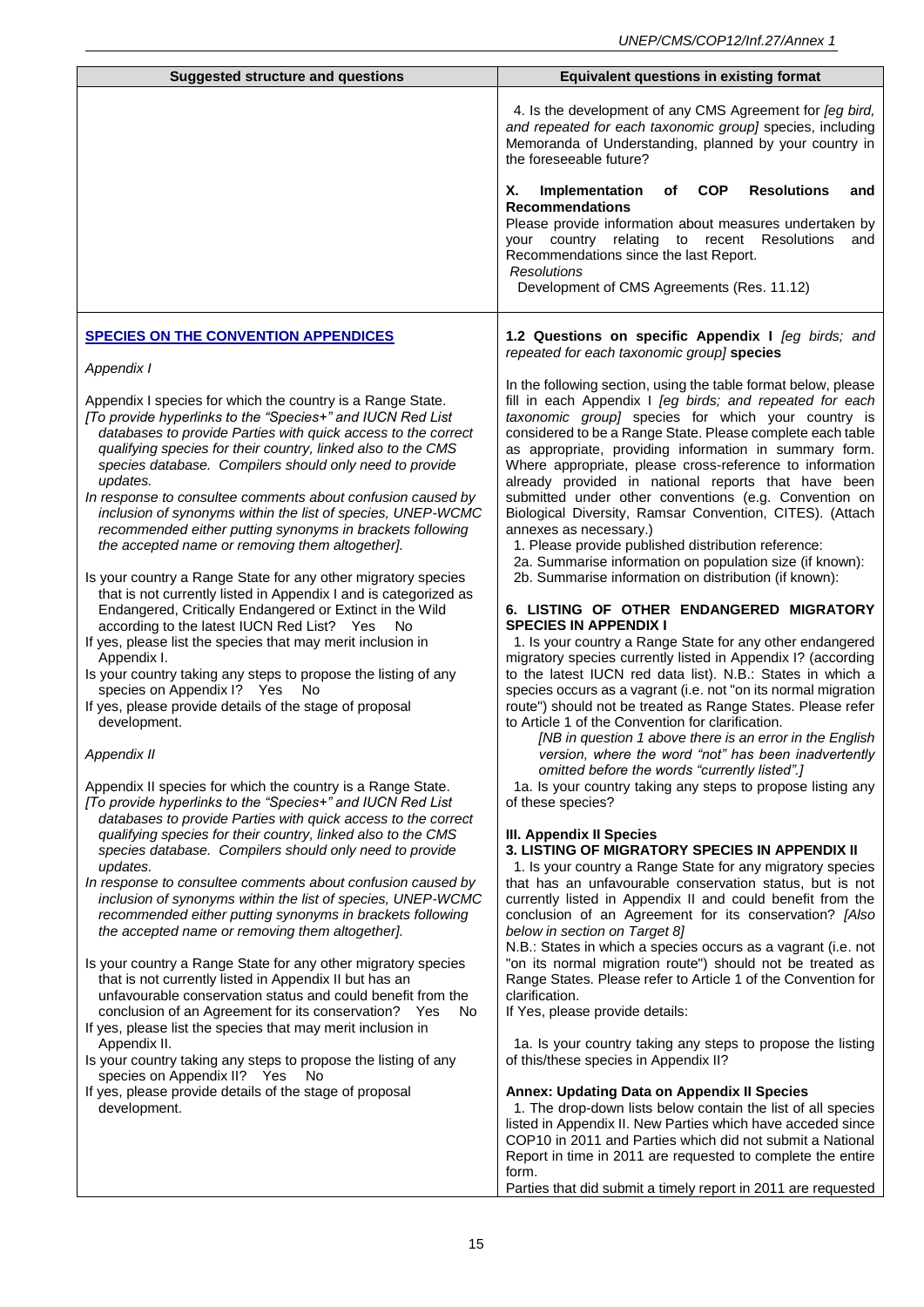| Suggested structure and questions | Equivalent questions in existing format |
|---|---|
| | 4. Is the development of any CMS Agreement for *[eg bird, and repeated for each taxonomic group]* species, including Memoranda of Understanding, planned by your country in the foreseeable future?<br><br>**X. Implementation of COP Resolutions and Recommendations**<br>Please provide information about measures undertaken by your country relating to recent Resolutions and Recommendations since the last Report.<br>*Resolutions*<br>Development of CMS Agreements (Res. 11.12) |
| **SPECIES ON THE CONVENTION APPENDICES**<br><br>*Appendix I*<br><br>Appendix I species for which the country is a Range State.<br>*[To provide hyperlinks to the "Species+" and IUCN Red List databases to provide Parties with quick access to the correct qualifying species for their country, linked also to the CMS species database. Compilers should only need to provide updates.*<br>*In response to consultee comments about confusion caused by inclusion of synonyms within the list of species, UNEP-WCMC recommended either putting synonyms in brackets following the accepted name or removing them altogether].*<br><br>Is your country a Range State for any other migratory species that is not currently listed in Appendix I and is categorized as Endangered, Critically Endangered or Extinct in the Wild according to the latest IUCN Red List? Yes No<br>If yes, please list the species that may merit inclusion in Appendix I.<br>Is your country taking any steps to propose the listing of any species on Appendix I? Yes No<br>If yes, please provide details of the stage of proposal development.<br><br>*Appendix II*<br><br>Appendix II species for which the country is a Range State.<br>*[To provide hyperlinks to the "Species+" and IUCN Red List databases to provide Parties with quick access to the correct qualifying species for their country, linked also to the CMS species database. Compilers should only need to provide updates.*<br>*In response to consultee comments about confusion caused by inclusion of synonyms within the list of species, UNEP-WCMC recommended either putting synonyms in brackets following the accepted name or removing them altogether].*<br><br>Is your country a Range State for any other migratory species that is not currently listed in Appendix II but has an unfavourable conservation status and could benefit from the conclusion of an Agreement for its conservation? Yes No<br>If yes, please list the species that may merit inclusion in Appendix II.<br>Is your country taking any steps to propose the listing of any species on Appendix II? Yes No<br>If yes, please provide details of the stage of proposal development. | **1.2 Questions on specific Appendix I** *[eg birds; and repeated for each taxonomic group]* **species**<br><br>In the following section, using the table format below, please fill in each Appendix I *[eg birds; and repeated for each taxonomic group]* species for which your country is considered to be a Range State. Please complete each table as appropriate, providing information in summary form. Where appropriate, please cross-reference to information already provided in national reports that have been submitted under other conventions (e.g. Convention on Biological Diversity, Ramsar Convention, CITES). (Attach annexes as necessary.)<br>1. Please provide published distribution reference:<br>2a. Summarise information on population size (if known):<br>2b. Summarise information on distribution (if known):<br><br>**6. LISTING OF OTHER ENDANGERED MIGRATORY SPECIES IN APPENDIX I**<br>1. Is your country a Range State for any other endangered migratory species currently listed in Appendix I? (according to the latest IUCN red data list). N.B.: States in which a species occurs as a vagrant (i.e. not "on its normal migration route") should not be treated as Range States. Please refer to Article 1 of the Convention for clarification.<br>*[NB in question 1 above there is an error in the English version, where the word "not" has been inadvertently omitted before the words "currently listed".]*<br>1a. Is your country taking any steps to propose listing any of these species?<br><br>**III. Appendix II Species**<br>**3. LISTING OF MIGRATORY SPECIES IN APPENDIX II**<br>1. Is your country a Range State for any migratory species that has an unfavourable conservation status, but is not currently listed in Appendix II and could benefit from the conclusion of an Agreement for its conservation? *[Also below in section on Target 8]*<br>N.B.: States in which a species occurs as a vagrant (i.e. not "on its normal migration route") should not be treated as Range States. Please refer to Article 1 of the Convention for clarification.<br>If Yes, please provide details:<br><br>1a. Is your country taking any steps to propose the listing of this/these species in Appendix II?<br><br>**Annex: Updating Data on Appendix II Species**<br>1. The drop-down lists below contain the list of all species listed in Appendix II. New Parties which have acceded since COP10 in 2011 and Parties which did not submit a National Report in time in 2011 are requested to complete the entire form.<br>Parties that did submit a timely report in 2011 are requested |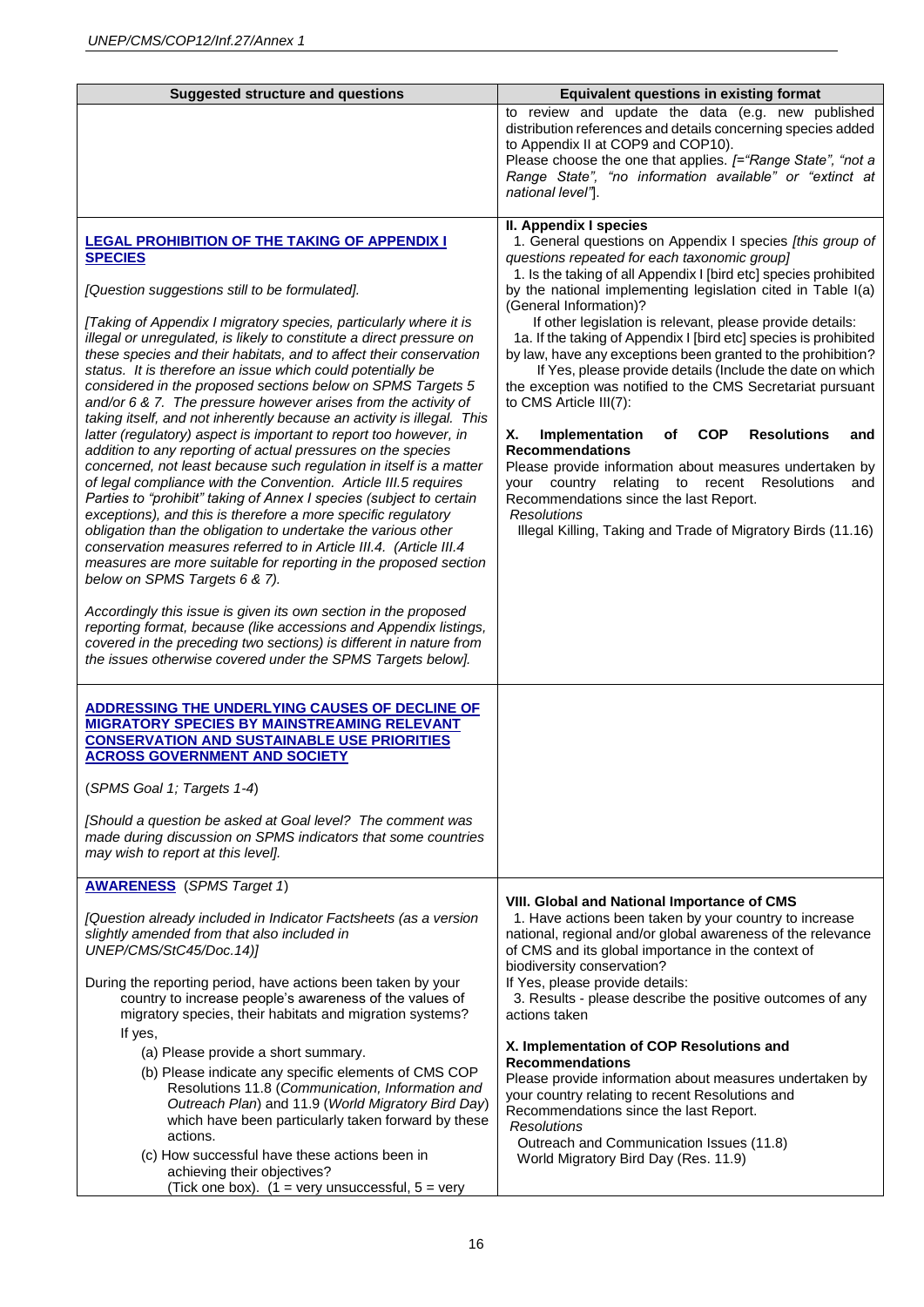| Suggested structure and questions | Equivalent questions in existing format |
|---|---|
| | to review and update the data (e.g. new published distribution references and details concerning species added to Appendix II at COP9 and COP10).<br>Please choose the one that applies. *[="Range State", "not a Range State", "no information available" or "extinct at national level"].* |
| **LEGAL PROHIBITION OF THE TAKING OF APPENDIX I SPECIES**<br><br>*[Question suggestions still to be formulated].*<br><br>*[Taking of Appendix I migratory species, particularly where it is illegal or unregulated, is likely to constitute a direct pressure on these species and their habitats, and to affect their conservation status. It is therefore an issue which could potentially be considered in the proposed sections below on SPMS Targets 5 and/or 6 & 7. The pressure however arises from the activity of taking itself, and not inherently because an activity is illegal. This latter (regulatory) aspect is important to report too however, in addition to any reporting of actual pressures on the species concerned, not least because such regulation in itself is a matter of legal compliance with the Convention. Article III.5 requires Parties to "prohibit" taking of Annex I species (subject to certain exceptions), and this is therefore a more specific regulatory obligation than the obligation to undertake the various other conservation measures referred to in Article III.4. (Article III.4 measures are more suitable for reporting in the proposed section below on SPMS Targets 6 & 7).*<br><br>*Accordingly this issue is given its own section in the proposed reporting format, because (like accessions and Appendix listings, covered in the preceding two sections) is different in nature from the issues otherwise covered under the SPMS Targets below].* | **II. Appendix I species**<br>1. General questions on Appendix I species *[this group of questions repeated for each taxonomic group]*<br>1. Is the taking of all Appendix I [bird etc] species prohibited by the national implementing legislation cited in Table I(a) (General Information)?<br>If other legislation is relevant, please provide details:<br>1a. If the taking of Appendix I [bird etc] species is prohibited by law, have any exceptions been granted to the prohibition?<br>If Yes, please provide details (Include the date on which the exception was notified to the CMS Secretariat pursuant to CMS Article III(7):<br><br>**X. Implementation of COP Resolutions and Recommendations**<br>Please provide information about measures undertaken by your country relating to recent Resolutions and Recommendations since the last Report.<br>*Resolutions*<br>Illegal Killing, Taking and Trade of Migratory Birds (11.16) |
| **ADDRESSING THE UNDERLYING CAUSES OF DECLINE OF MIGRATORY SPECIES BY MAINSTREAMING RELEVANT CONSERVATION AND SUSTAINABLE USE PRIORITIES ACROSS GOVERNMENT AND SOCIETY**<br><br>(*SPMS Goal 1; Targets 1-4*)<br><br>*[Should a question be asked at Goal level? The comment was made during discussion on SPMS indicators that some countries may wish to report at this level].* | |
| **AWARENESS** (*SPMS Target 1*)<br><br>*[Question already included in Indicator Factsheets (as a version slightly amended from that also included in UNEP/CMS/StC45/Doc.14)]*<br><br>During the reporting period, have actions been taken by your country to increase people's awareness of the values of migratory species, their habitats and migration systems?<br>If yes,<br>(a) Please provide a short summary.<br>(b) Please indicate any specific elements of CMS COP Resolutions 11.8 (*Communication, Information and Outreach Plan*) and 11.9 (*World Migratory Bird Day*) which have been particularly taken forward by these actions.<br>(c) How successful have these actions been in achieving their objectives?<br>(Tick one box). (1 = very unsuccessful, 5 = very | **VIII. Global and National Importance of CMS**<br>1. Have actions been taken by your country to increase national, regional and/or global awareness of the relevance of CMS and its global importance in the context of biodiversity conservation?<br>If Yes, please provide details:<br>3. Results - please describe the positive outcomes of any actions taken<br><br>**X. Implementation of COP Resolutions and Recommendations**<br>Please provide information about measures undertaken by your country relating to recent Resolutions and Recommendations since the last Report.<br>*Resolutions*<br>Outreach and Communication Issues (11.8)<br>World Migratory Bird Day (Res. 11.9) |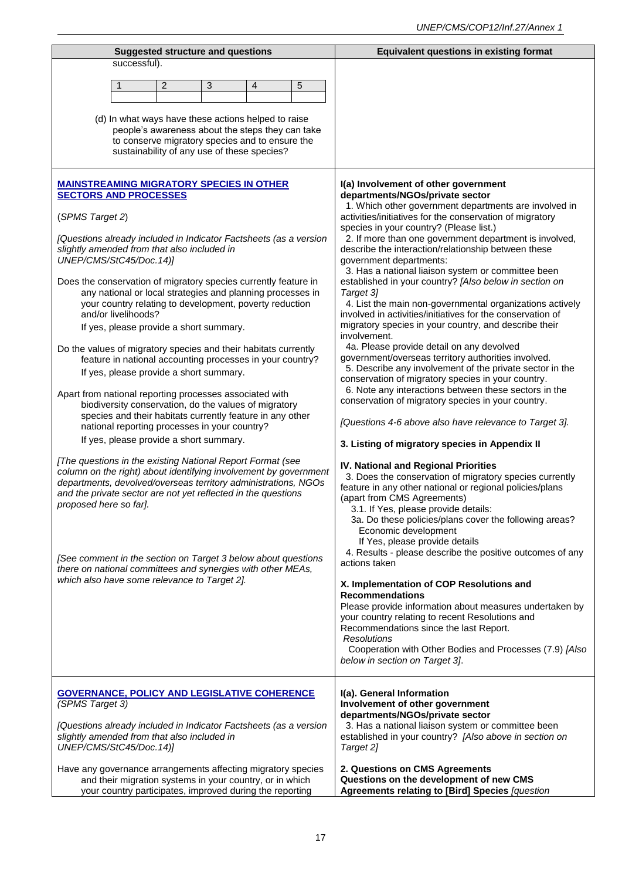| Suggested structure and questions | Equivalent questions in existing format |
|---|---|
| successful).<br><br>\| 1 \| 2 \| 3 \| 4 \| 5 \|<br><br>(d) In what ways have these actions helped to raise people's awareness about the steps they can take to conserve migratory species and to ensure the sustainability of any use of these species? | |
| **MAINSTREAMING MIGRATORY SPECIES IN OTHER SECTORS AND PROCESSES**<br><br>(*SPMS Target 2*)<br><br>*[Questions already included in Indicator Factsheets (as a version slightly amended from that also included in UNEP/CMS/StC45/Doc.14)]*<br><br>Does the conservation of migratory species currently feature in any national or local strategies and planning processes in your country relating to development, poverty reduction and/or livelihoods?<br>If yes, please provide a short summary.<br><br>Do the values of migratory species and their habitats currently feature in national accounting processes in your country?<br>If yes, please provide a short summary.<br><br>Apart from national reporting processes associated with biodiversity conservation, do the values of migratory species and their habitats currently feature in any other national reporting processes in your country?<br>If yes, please provide a short summary.<br><br>*[The questions in the existing National Report Format (see column on the right) about identifying involvement by government departments, devolved/overseas territory administrations, NGOs and the private sector are not yet reflected in the questions proposed here so far].*<br><br>*[See comment in the section on Target 3 below about questions there on national committees and synergies with other MEAs, which also have some relevance to Target 2].* | **I(a) Involvement of other government departments/NGOs/private sector**<br>1. Which other government departments are involved in activities/initiatives for the conservation of migratory species in your country? (Please list.)<br>2. If more than one government department is involved, describe the interaction/relationship between these government departments:<br>3. Has a national liaison system or committee been established in your country? *[Also below in section on Target 3]*<br>4. List the main non-governmental organizations actively involved in activities/initiatives for the conservation of migratory species in your country, and describe their involvement.<br>4a. Please provide detail on any devolved government/overseas territory authorities involved.<br>5. Describe any involvement of the private sector in the conservation of migratory species in your country.<br>6. Note any interactions between these sectors in the conservation of migratory species in your country.<br><br>*[Questions 4-6 above also have relevance to Target 3].*<br><br>**3. Listing of migratory species in Appendix II**<br><br>**IV. National and Regional Priorities**<br>3. Does the conservation of migratory species currently feature in any other national or regional policies/plans (apart from CMS Agreements)<br>3.1. If Yes, please provide details:<br>3a. Do these policies/plans cover the following areas?<br>Economic development<br>If Yes, please provide details<br>4. Results - please describe the positive outcomes of any actions taken<br><br>**X. Implementation of COP Resolutions and Recommendations**<br>Please provide information about measures undertaken by your country relating to recent Resolutions and Recommendations since the last Report.<br>*Resolutions*<br>Cooperation with Other Bodies and Processes (7.9) *[Also below in section on Target 3]*. |
| **GOVERNANCE, POLICY AND LEGISLATIVE COHERENCE**<br>*(SPMS Target 3)*<br><br>*[Questions already included in Indicator Factsheets (as a version slightly amended from that also included in UNEP/CMS/StC45/Doc.14)]*<br><br>Have any governance arrangements affecting migratory species and their migration systems in your country, or in which your country participates, improved during the reporting | **I(a). General Information**<br>**Involvement of other government departments/NGOs/private sector**<br>3. Has a national liaison system or committee been established in your country? *[Also above in section on Target 2]*<br><br>**2. Questions on CMS Agreements**<br>**Questions on the development of new CMS Agreements relating to [Bird] Species** *[question* |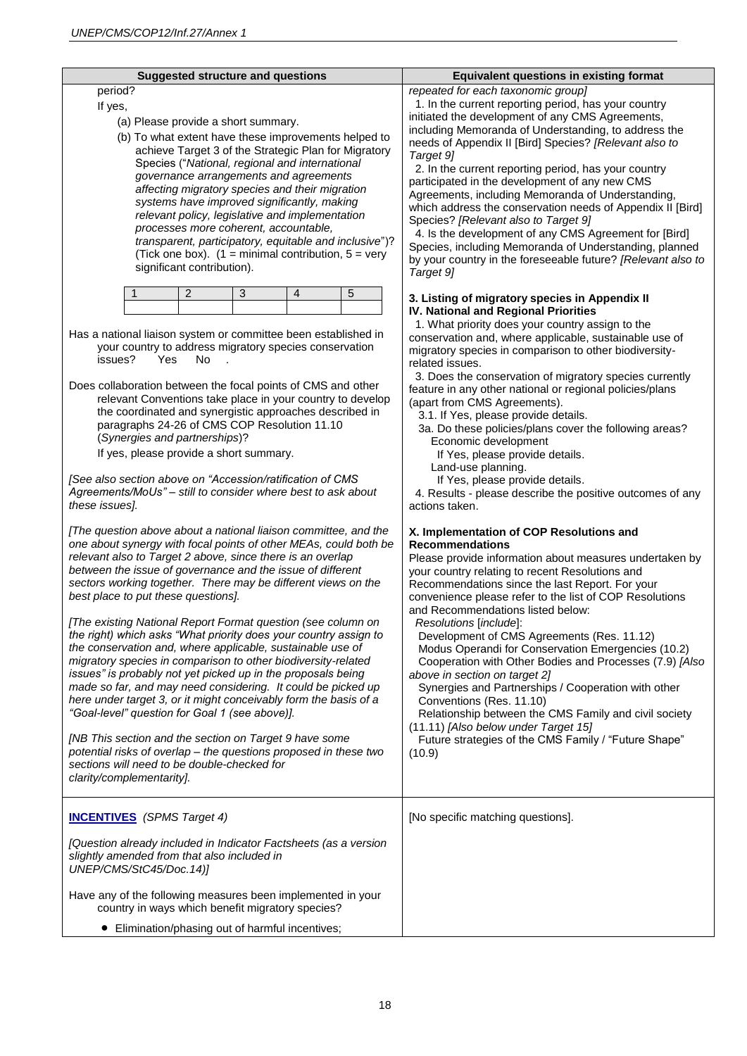| Suggested structure and questions | Equivalent questions in existing format |
|---|---|
| period?<br><br>If yes,<br><br>(a) Please provide a short summary.<br><br>(b) To what extent have these improvements helped to achieve Target 3 of the Strategic Plan for Migratory Species ("*National, regional and international governance arrangements and agreements affecting migratory species and their migration systems have improved significantly, making relevant policy, legislative and implementation processes more coherent, accountable, transparent, participatory, equitable and inclusive*")? (Tick one box). (1 = minimal contribution, 5 = very significant contribution).<br><br>1 \| 2 \| 3 \| 4 \| 5<br><br>Has a national liaison system or committee been established in your country to address migratory species conservation issues? Yes No .<br><br>Does collaboration between the focal points of CMS and other relevant Conventions take place in your country to develop the coordinated and synergistic approaches described in paragraphs 24-26 of CMS COP Resolution 11.10 (*Synergies and partnerships*)?<br>If yes, please provide a short summary.<br><br>*[See also section above on "Accession/ratification of CMS Agreements/MoUs" – still to consider where best to ask about these issues].*<br><br>*[The question above about a national liaison committee, and the one about synergy with focal points of other MEAs, could both be relevant also to Target 2 above, since there is an overlap between the issue of governance and the issue of different sectors working together. There may be different views on the best place to put these questions].*<br><br>*[The existing National Report Format question (see column on the right) which asks "What priority does your country assign to the conservation and, where applicable, sustainable use of migratory species in comparison to other biodiversity-related issues" is probably not yet picked up in the proposals being made so far, and may need considering. It could be picked up here under target 3, or it might conceivably form the basis of a "Goal-level" question for Goal 1 (see above)].*<br><br>*[NB This section and the section on Target 9 have some potential risks of overlap – the questions proposed in these two sections will need to be double-checked for clarity/complementarity].* | *repeated for each taxonomic group]*<br>1. In the current reporting period, has your country initiated the development of any CMS Agreements, including Memoranda of Understanding, to address the needs of Appendix II [Bird] Species? *[Relevant also to Target 9]*<br>2. In the current reporting period, has your country participated in the development of any new CMS Agreements, including Memoranda of Understanding, which address the conservation needs of Appendix II [Bird] Species? *[Relevant also to Target 9]*<br>4. Is the development of any CMS Agreement for [Bird] Species, including Memoranda of Understanding, planned by your country in the foreseeable future? *[Relevant also to Target 9]*<br><br>**3. Listing of migratory species in Appendix II**<br>**IV. National and Regional Priorities**<br>1. What priority does your country assign to the conservation and, where applicable, sustainable use of migratory species in comparison to other biodiversity-related issues.<br>3. Does the conservation of migratory species currently feature in any other national or regional policies/plans (apart from CMS Agreements).<br>3.1. If Yes, please provide details.<br>3a. Do these policies/plans cover the following areas?<br>Economic development<br>If Yes, please provide details.<br>Land-use planning.<br>If Yes, please provide details.<br>4. Results - please describe the positive outcomes of any actions taken.<br><br>**X. Implementation of COP Resolutions and Recommendations**<br>Please provide information about measures undertaken by your country relating to recent Resolutions and Recommendations since the last Report. For your convenience please refer to the list of COP Resolutions and Recommendations listed below:<br>*Resolutions [include]*:<br>Development of CMS Agreements (Res. 11.12)<br>Modus Operandi for Conservation Emergencies (10.2)<br>Cooperation with Other Bodies and Processes (7.9) *[Also above in section on target 2]*<br>Synergies and Partnerships / Cooperation with other Conventions (Res. 11.10)<br>Relationship between the CMS Family and civil society (11.11) *[Also below under Target 15]*<br>Future strategies of the CMS Family / "Future Shape" (10.9) |
| **INCENTIVES** *(SPMS Target 4)*<br><br>*[Question already included in Indicator Factsheets (as a version slightly amended from that also included in UNEP/CMS/StC45/Doc.14)]*<br><br>Have any of the following measures been implemented in your country in ways which benefit migratory species?<br><br>• Elimination/phasing out of harmful incentives; | [No specific matching questions]. |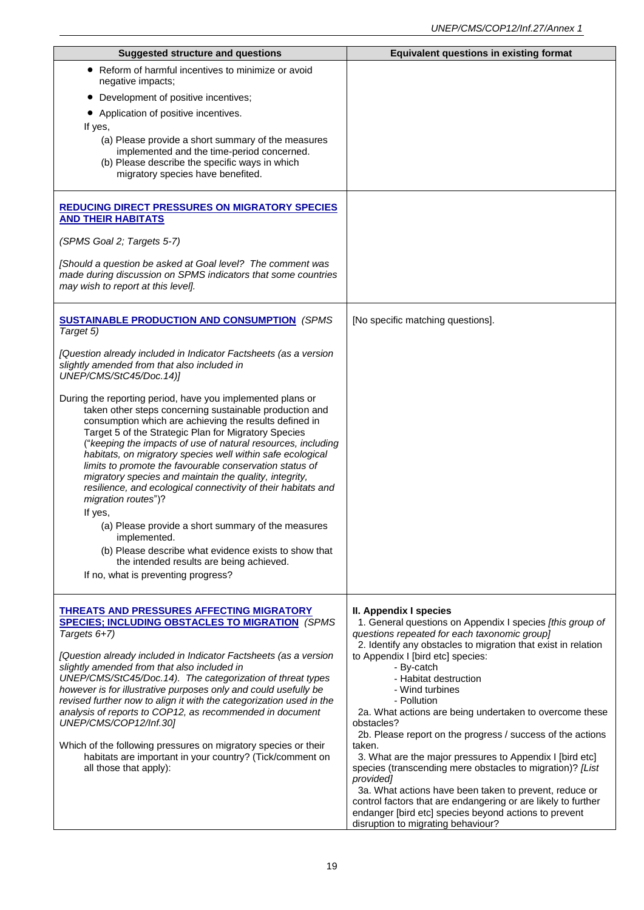| Suggested structure and questions | Equivalent questions in existing format |
|---|---|
| • Reform of harmful incentives to minimize or avoid negative impacts;<br>• Development of positive incentives;<br>• Application of positive incentives.<br>If yes,<br>(a) Please provide a short summary of the measures implemented and the time-period concerned.<br>(b) Please describe the specific ways in which migratory species have benefited. | |
| **REDUCING DIRECT PRESSURES ON MIGRATORY SPECIES AND THEIR HABITATS**<br><br>*(SPMS Goal 2; Targets 5-7)*<br><br>*[Should a question be asked at Goal level? The comment was made during discussion on SPMS indicators that some countries may wish to report at this level].* | |
| **SUSTAINABLE PRODUCTION AND CONSUMPTION** *(SPMS Target 5)*<br><br>*[Question already included in Indicator Factsheets (as a version slightly amended from that also included in UNEP/CMS/StC45/Doc.14)]*<br><br>During the reporting period, have you implemented plans or taken other steps concerning sustainable production and consumption which are achieving the results defined in Target 5 of the Strategic Plan for Migratory Species ("*keeping the impacts of use of natural resources, including habitats, on migratory species well within safe ecological limits to promote the favourable conservation status of migratory species and maintain the quality, integrity, resilience, and ecological connectivity of their habitats and migration routes*")?<br>If yes,<br>(a) Please provide a short summary of the measures implemented.<br>(b) Please describe what evidence exists to show that the intended results are being achieved.<br>If no, what is preventing progress? | [No specific matching questions]. |
| **THREATS AND PRESSURES AFFECTING MIGRATORY SPECIES; INCLUDING OBSTACLES TO MIGRATION** *(SPMS Targets 6+7)*<br><br>*[Question already included in Indicator Factsheets (as a version slightly amended from that also included in UNEP/CMS/StC45/Doc.14). The categorization of threat types however is for illustrative purposes only and could usefully be revised further now to align it with the categorization used in the analysis of reports to COP12, as recommended in document UNEP/CMS/COP12/Inf.30]*<br><br>Which of the following pressures on migratory species or their habitats are important in your country? (Tick/comment on all those that apply): | **II. Appendix I species**<br>1. General questions on Appendix I species *[this group of questions repeated for each taxonomic group]*<br>2. Identify any obstacles to migration that exist in relation to Appendix I [bird etc] species:<br>- By-catch<br>- Habitat destruction<br>- Wind turbines<br>- Pollution<br>2a. What actions are being undertaken to overcome these obstacles?<br>2b. Please report on the progress / success of the actions taken.<br>3. What are the major pressures to Appendix I [bird etc] species (transcending mere obstacles to migration)? *[List provided]*<br>3a. What actions have been taken to prevent, reduce or control factors that are endangering or are likely to further endanger [bird etc] species beyond actions to prevent disruption to migrating behaviour? |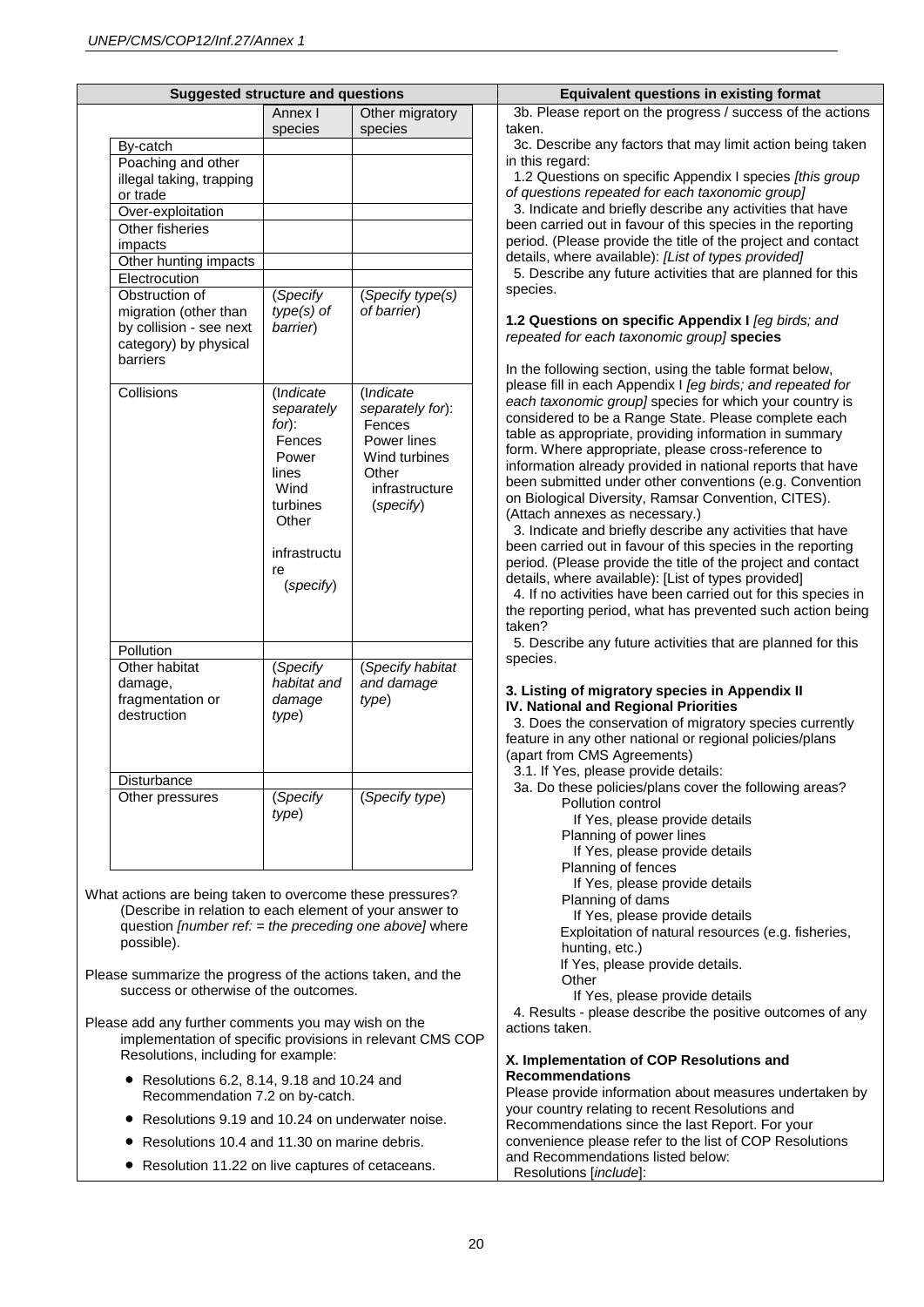| Suggested structure and questions | Equivalent questions in existing format |
|---|---|
| (see nested table below) | 3b. Please report on the progress / success of the actions taken. |

| | Annex I species | Other migratory species |
|---|---|---|
| By-catch | | |
| Poaching and other illegal taking, trapping or trade | | |
| Over-exploitation | | |
| Other fisheries impacts | | |
| Other hunting impacts | | |
| Electrocution | | |
| Obstruction of migration (other than by collision - see next category) by physical barriers | (*Specify type(s) of barrier*) | (*Specify type(s) of barrier*) |
| Collisions | (*Indicate separately for*): Fences Power lines Wind turbines Other infrastructure (*specify*) | (*Indicate separately for*): Fences Power lines Wind turbines Other infrastructure (*specify*) |
| Pollution | | |
| Other habitat damage, fragmentation or destruction | (*Specify habitat and damage type*) | (*Specify habitat and damage type*) |
| Disturbance | | |
| Other pressures | (*Specify type*) | (*Specify type*) |

What actions are being taken to overcome these pressures? (Describe in relation to each element of your answer to question *[number ref: = the preceding one above]* where possible).

Please summarize the progress of the actions taken, and the success or otherwise of the outcomes.

Please add any further comments you may wish on the implementation of specific provisions in relevant CMS COP Resolutions, including for example:

- Resolutions 6.2, 8.14, 9.18 and 10.24 and Recommendation 7.2 on by-catch.
- Resolutions 9.19 and 10.24 on underwater noise.
- Resolutions 10.4 and 11.30 on marine debris.
- Resolution 11.22 on live captures of cetaceans.

**Equivalent questions in existing format (continued):**

3b. Please report on the progress / success of the actions taken.

3c. Describe any factors that may limit action being taken in this regard:

1.2 Questions on specific Appendix I species *[this group of questions repeated for each taxonomic group]*

3. Indicate and briefly describe any activities that have been carried out in favour of this species in the reporting period. (Please provide the title of the project and contact details, where available): *[List of types provided]*

5. Describe any future activities that are planned for this species.

**1.2 Questions on specific Appendix I** *[eg birds; and repeated for each taxonomic group]* **species**

In the following section, using the table format below, please fill in each Appendix I *[eg birds; and repeated for each taxonomic group]* species for which your country is considered to be a Range State. Please complete each table as appropriate, providing information in summary form. Where appropriate, please cross-reference to information already provided in national reports that have been submitted under other conventions (e.g. Convention on Biological Diversity, Ramsar Convention, CITES). (Attach annexes as necessary.)

3. Indicate and briefly describe any activities that have been carried out in favour of this species in the reporting period. (Please provide the title of the project and contact details, where available): [List of types provided]

4. If no activities have been carried out for this species in the reporting period, what has prevented such action being taken?

5. Describe any future activities that are planned for this species.

**3. Listing of migratory species in Appendix II**
**IV. National and Regional Priorities**

3. Does the conservation of migratory species currently feature in any other national or regional policies/plans (apart from CMS Agreements)

3.1. If Yes, please provide details:

3a. Do these policies/plans cover the following areas?

- Pollution control
  - If Yes, please provide details
- Planning of power lines
  - If Yes, please provide details
- Planning of fences
  - If Yes, please provide details
- Planning of dams
  - If Yes, please provide details
- Exploitation of natural resources (e.g. fisheries, hunting, etc.)
  - If Yes, please provide details.
- Other
  - If Yes, please provide details

4. Results - please describe the positive outcomes of any actions taken.

**X. Implementation of COP Resolutions and Recommendations**

Please provide information about measures undertaken by your country relating to recent Resolutions and Recommendations since the last Report. For your convenience please refer to the list of COP Resolutions and Recommendations listed below:

Resolutions [*include*]: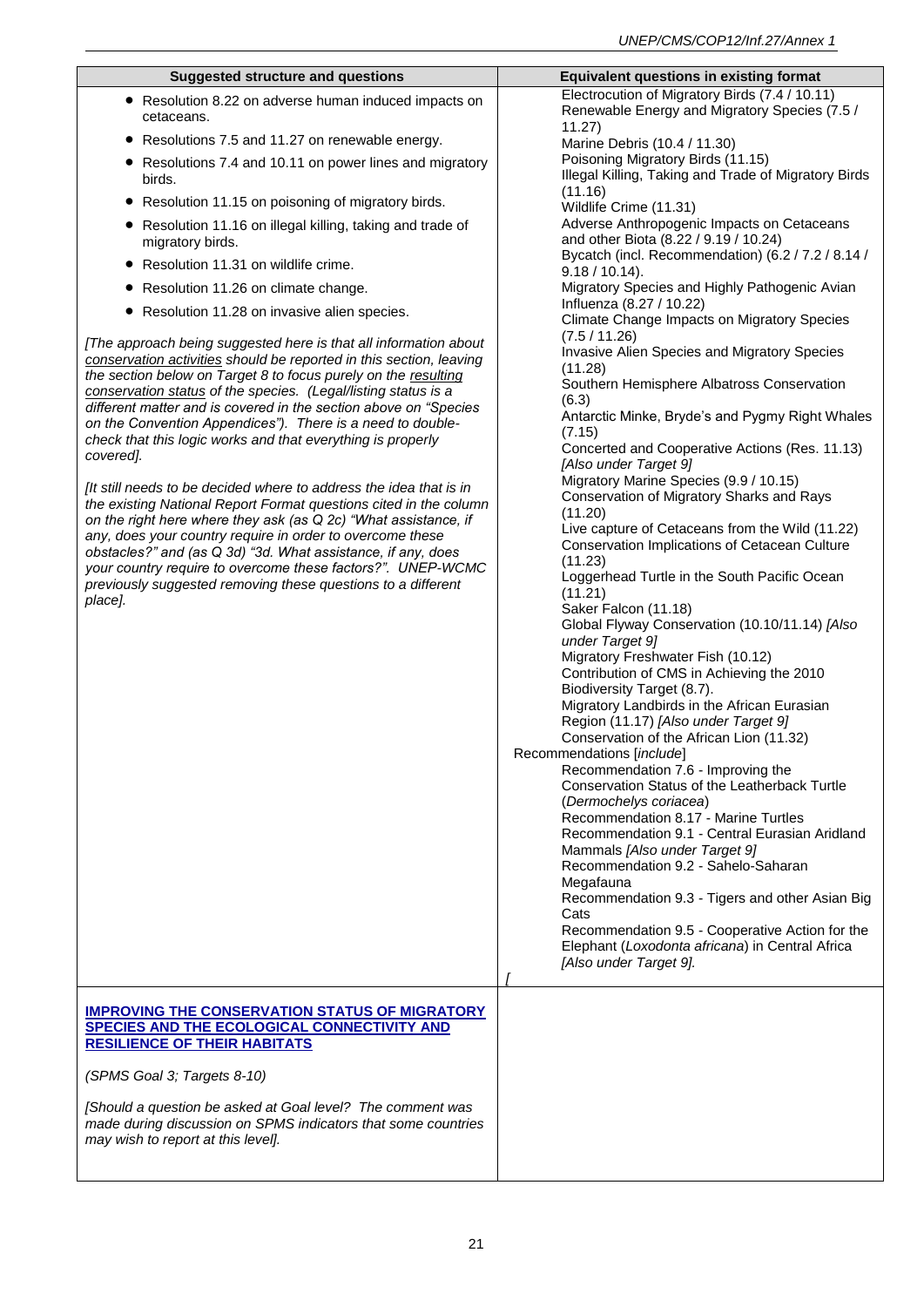| Suggested structure and questions | Equivalent questions in existing format |
|---|---|
| • Resolution 8.22 on adverse human induced impacts on cetaceans.<br>• Resolutions 7.5 and 11.27 on renewable energy.<br>• Resolutions 7.4 and 10.11 on power lines and migratory birds.<br>• Resolution 11.15 on poisoning of migratory birds.<br>• Resolution 11.16 on illegal killing, taking and trade of migratory birds.<br>• Resolution 11.31 on wildlife crime.<br>• Resolution 11.26 on climate change.<br>• Resolution 11.28 on invasive alien species.<br><br>*[The approach being suggested here is that all information about conservation activities should be reported in this section, leaving the section below on Target 8 to focus purely on the resulting conservation status of the species. (Legal/listing status is a different matter and is covered in the section above on "Species on the Convention Appendices"). There is a need to double-check that this logic works and that everything is properly covered].*<br><br>*[It still needs to be decided where to address the idea that is in the existing National Report Format questions cited in the column on the right here where they ask (as Q 2c) "What assistance, if any, does your country require in order to overcome these obstacles?" and (as Q 3d) "3d. What assistance, if any, does your country require to overcome these factors?". UNEP-WCMC previously suggested removing these questions to a different place].* | Electrocution of Migratory Birds (7.4 / 10.11)<br>Renewable Energy and Migratory Species (7.5 / 11.27)<br>Marine Debris (10.4 / 11.30)<br>Poisoning Migratory Birds (11.15)<br>Illegal Killing, Taking and Trade of Migratory Birds (11.16)<br>Wildlife Crime (11.31)<br>Adverse Anthropogenic Impacts on Cetaceans and other Biota (8.22 / 9.19 / 10.24)<br>Bycatch (incl. Recommendation) (6.2 / 7.2 / 8.14 / 9.18 / 10.14).<br>Migratory Species and Highly Pathogenic Avian Influenza (8.27 / 10.22)<br>Climate Change Impacts on Migratory Species (7.5 / 11.26)<br>Invasive Alien Species and Migratory Species (11.28)<br>Southern Hemisphere Albatross Conservation (6.3)<br>Antarctic Minke, Bryde's and Pygmy Right Whales (7.15)<br>Concerted and Cooperative Actions (Res. 11.13) *[Also under Target 9]*<br>Migratory Marine Species (9.9 / 10.15)<br>Conservation of Migratory Sharks and Rays (11.20)<br>Live capture of Cetaceans from the Wild (11.22)<br>Conservation Implications of Cetacean Culture (11.23)<br>Loggerhead Turtle in the South Pacific Ocean (11.21)<br>Saker Falcon (11.18)<br>Global Flyway Conservation (10.10/11.14) *[Also under Target 9]*<br>Migratory Freshwater Fish (10.12)<br>Contribution of CMS in Achieving the 2010 Biodiversity Target (8.7).<br>Migratory Landbirds in the African Eurasian Region (11.17) *[Also under Target 9]*<br>Conservation of the African Lion (11.32)<br>Recommendations [*include*]<br>Recommendation 7.6 - Improving the Conservation Status of the Leatherback Turtle (*Dermochelys coriacea*)<br>Recommendation 8.17 - Marine Turtles<br>Recommendation 9.1 - Central Eurasian Aridland Mammals *[Also under Target 9]*<br>Recommendation 9.2 - Sahelo-Saharan Megafauna<br>Recommendation 9.3 - Tigers and other Asian Big Cats<br>Recommendation 9.5 - Cooperative Action for the Elephant (*Loxodonta africana*) in Central Africa *[Also under Target 9].*<br>*[* |
| **IMPROVING THE CONSERVATION STATUS OF MIGRATORY SPECIES AND THE ECOLOGICAL CONNECTIVITY AND RESILIENCE OF THEIR HABITATS**<br><br>*(SPMS Goal 3; Targets 8-10)*<br><br>*[Should a question be asked at Goal level? The comment was made during discussion on SPMS indicators that some countries may wish to report at this level].* | |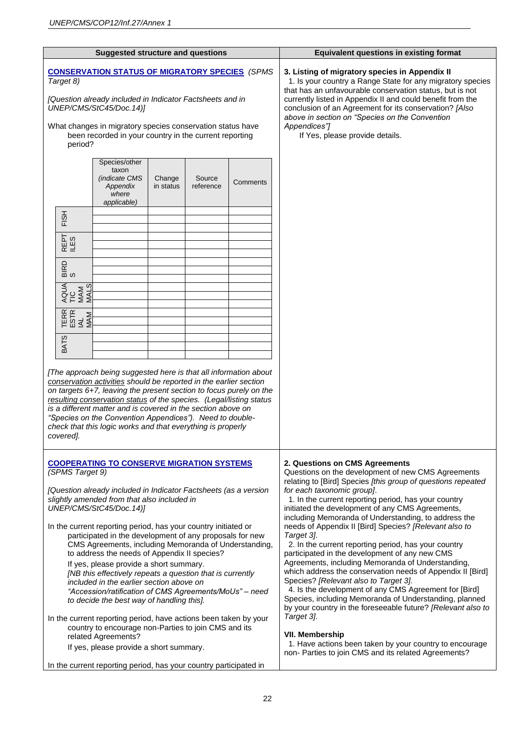| Suggested structure and questions | Equivalent questions in existing format |
|---|---|
| **CONSERVATION STATUS OF MIGRATORY SPECIES** *(SPMS Target 8)* | **3. Listing of migratory species in Appendix II** |

**CONSERVATION STATUS OF MIGRATORY SPECIES** *(SPMS Target 8)*

*[Question already included in Indicator Factsheets and in UNEP/CMS/StC45/Doc.14)]*

What changes in migratory species conservation status have been recorded in your country in the current reporting period?

| | Species/other taxon *(indicate CMS Appendix where applicable)* | Change in status | Source reference | Comments |
|---|---|---|---|---|
| FISH | | | | |
| | | | | |
| | | | | |
| REPTILES | | | | |
| | | | | |
| | | | | |
| BIRDS | | | | |
| | | | | |
| | | | | |
| AQUATIC MAMMALS | | | | |
| | | | | |
| | | | | |
| TERRESTRIAL MAM | | | | |
| | | | | |
| | | | | |
| BATS | | | | |
| | | | | |
| | | | | |

*[The approach being suggested here is that all information about conservation activities should be reported in the earlier section on targets 6+7, leaving the present section to focus purely on the resulting conservation status of the species. (Legal/listing status is a different matter and is covered in the section above on "Species on the Convention Appendices"). Need to double-check that this logic works and that everything is properly covered].*

*Equivalent questions in existing format:*

**3. Listing of migratory species in Appendix II**

1. Is your country a Range State for any migratory species that has an unfavourable conservation status, but is not currently listed in Appendix II and could benefit from the conclusion of an Agreement for its conservation? *[Also above in section on "Species on the Convention Appendices"]*

   If Yes, please provide details.

---

**COOPERATING TO CONSERVE MIGRATION SYSTEMS** *(SPMS Target 9)*

*[Question already included in Indicator Factsheets (as a version slightly amended from that also included in UNEP/CMS/StC45/Doc.14)]*

In the current reporting period, has your country initiated or participated in the development of any proposals for new CMS Agreements, including Memoranda of Understanding, to address the needs of Appendix II species?

If yes, please provide a short summary.

*[NB this effectively repeats a question that is currently included in the earlier section above on "Accession/ratification of CMS Agreements/MoUs" – need to decide the best way of handling this].*

In the current reporting period, have actions been taken by your country to encourage non-Parties to join CMS and its related Agreements?

If yes, please provide a short summary.

In the current reporting period, has your country participated in

*Equivalent questions in existing format:*

**2. Questions on CMS Agreements**

Questions on the development of new CMS Agreements relating to [Bird] Species *[this group of questions repeated for each taxonomic group]*.

1. In the current reporting period, has your country initiated the development of any CMS Agreements, including Memoranda of Understanding, to address the needs of Appendix II [Bird] Species? *[Relevant also to Target 3]*.

2. In the current reporting period, has your country participated in the development of any new CMS Agreements, including Memoranda of Understanding, which address the conservation needs of Appendix II [Bird] Species? *[Relevant also to Target 3].*

4. Is the development of any CMS Agreement for [Bird] Species, including Memoranda of Understanding, planned by your country in the foreseeable future? *[Relevant also to Target 3]*.

**VII. Membership**

1. Have actions been taken by your country to encourage non- Parties to join CMS and its related Agreements?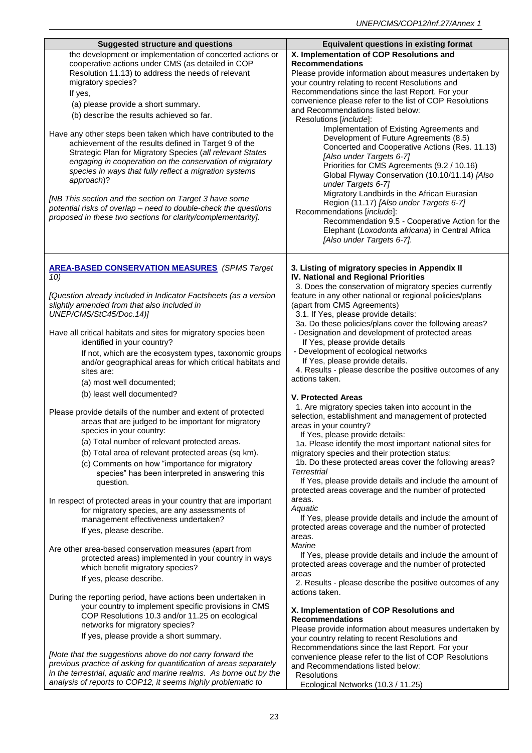| Suggested structure and questions | Equivalent questions in existing format |
|---|---|
| the development or implementation of concerted actions or cooperative actions under CMS (as detailed in COP Resolution 11.13) to address the needs of relevant migratory species?<br>If yes,<br>(a) please provide a short summary.<br>(b) describe the results achieved so far.<br><br>Have any other steps been taken which have contributed to the achievement of the results defined in Target 9 of the Strategic Plan for Migratory Species (*all relevant States engaging in cooperation on the conservation of migratory species in ways that fully reflect a migration systems approach*)?<br><br>*[NB This section and the section on Target 3 have some potential risks of overlap – need to double-check the questions proposed in these two sections for clarity/complementarity].* | **X. Implementation of COP Resolutions and Recommendations**<br>Please provide information about measures undertaken by your country relating to recent Resolutions and Recommendations since the last Report. For your convenience please refer to the list of COP Resolutions and Recommendations listed below:<br>Resolutions [*include*]:<br>Implementation of Existing Agreements and Development of Future Agreements (8.5)<br>Concerted and Cooperative Actions (Res. 11.13) *[Also under Targets 6-7]*<br>Priorities for CMS Agreements (9.2 / 10.16)<br>Global Flyway Conservation (10.10/11.14) *[Also under Targets 6-7]*<br>Migratory Landbirds in the African Eurasian Region (11.17) *[Also under Targets 6-7]*<br>Recommendations [*include*]:<br>Recommendation 9.5 - Cooperative Action for the Elephant (*Loxodonta africana*) in Central Africa *[Also under Targets 6-7]*. |
| **AREA-BASED CONSERVATION MEASURES** *(SPMS Target 10)*<br><br>*[Question already included in Indicator Factsheets (as a version slightly amended from that also included in UNEP/CMS/StC45/Doc.14)]*<br><br>Have all critical habitats and sites for migratory species been identified in your country?<br>If not, which are the ecosystem types, taxonomic groups and/or geographical areas for which critical habitats and sites are:<br>(a) most well documented;<br>(b) least well documented?<br><br>Please provide details of the number and extent of protected areas that are judged to be important for migratory species in your country:<br>(a) Total number of relevant protected areas.<br>(b) Total area of relevant protected areas (sq km).<br>(c) Comments on how "importance for migratory species" has been interpreted in answering this question.<br><br>In respect of protected areas in your country that are important for migratory species, are any assessments of management effectiveness undertaken?<br>If yes, please describe.<br><br>Are other area-based conservation measures (apart from protected areas) implemented in your country in ways which benefit migratory species?<br>If yes, please describe.<br><br>During the reporting period, have actions been undertaken in your country to implement specific provisions in CMS COP Resolutions 10.3 and/or 11.25 on ecological networks for migratory species?<br>If yes, please provide a short summary.<br><br>*[Note that the suggestions above do not carry forward the previous practice of asking for quantification of areas separately in the terrestrial, aquatic and marine realms. As borne out by the analysis of reports to COP12, it seems highly problematic to* | **3. Listing of migratory species in Appendix II**<br>**IV. National and Regional Priorities**<br>3. Does the conservation of migratory species currently feature in any other national or regional policies/plans (apart from CMS Agreements)<br>3.1. If Yes, please provide details:<br>3a. Do these policies/plans cover the following areas?<br>- Designation and development of protected areas<br>If Yes, please provide details<br>- Development of ecological networks<br>If Yes, please provide details.<br>4. Results - please describe the positive outcomes of any actions taken.<br><br>**V. Protected Areas**<br>1. Are migratory species taken into account in the selection, establishment and management of protected areas in your country?<br>If Yes, please provide details:<br>1a. Please identify the most important national sites for migratory species and their protection status:<br>1b. Do these protected areas cover the following areas?<br>*Terrestrial*<br>If Yes, please provide details and include the amount of protected areas coverage and the number of protected areas.<br>*Aquatic*<br>If Yes, please provide details and include the amount of protected areas coverage and the number of protected areas.<br>*Marine*<br>If Yes, please provide details and include the amount of protected areas coverage and the number of protected areas<br>2. Results - please describe the positive outcomes of any actions taken.<br><br>**X. Implementation of COP Resolutions and Recommendations**<br>Please provide information about measures undertaken by your country relating to recent Resolutions and Recommendations since the last Report. For your convenience please refer to the list of COP Resolutions and Recommendations listed below:<br>Resolutions<br>Ecological Networks (10.3 / 11.25) |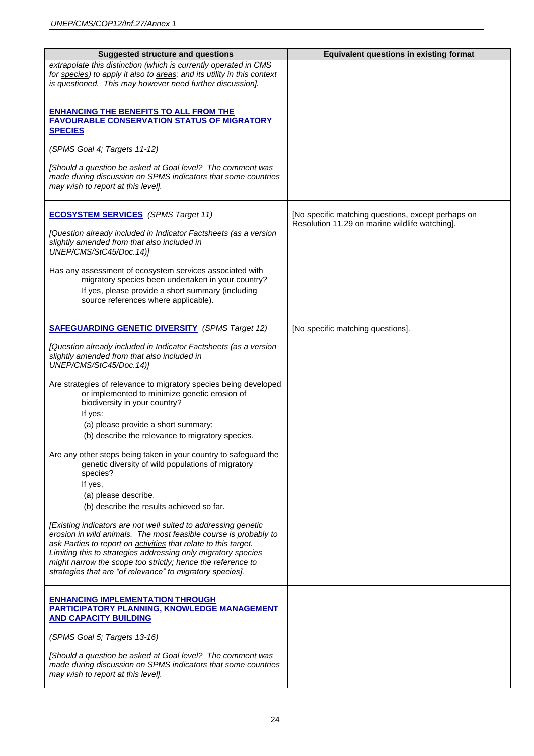| Suggested structure and questions | Equivalent questions in existing format |
| --- | --- |
| *extrapolate this distinction (which is currently operated in CMS for species) to apply it also to areas; and its utility in this context is questioned. This may however need further discussion].* | |
| **ENHANCING THE BENEFITS TO ALL FROM THE FAVOURABLE CONSERVATION STATUS OF MIGRATORY SPECIES**<br><br>*(SPMS Goal 4; Targets 11-12)*<br><br>*[Should a question be asked at Goal level? The comment was made during discussion on SPMS indicators that some countries may wish to report at this level].* | |
| **ECOSYSTEM SERVICES** *(SPMS Target 11)*<br><br>*[Question already included in Indicator Factsheets (as a version slightly amended from that also included in UNEP/CMS/StC45/Doc.14)]*<br><br>Has any assessment of ecosystem services associated with migratory species been undertaken in your country?<br>If yes, please provide a short summary (including source references where applicable). | [No specific matching questions, except perhaps on Resolution 11.29 on marine wildlife watching]. |
| **SAFEGUARDING GENETIC DIVERSITY** *(SPMS Target 12)*<br><br>*[Question already included in Indicator Factsheets (as a version slightly amended from that also included in UNEP/CMS/StC45/Doc.14)]*<br><br>Are strategies of relevance to migratory species being developed or implemented to minimize genetic erosion of biodiversity in your country?<br>If yes:<br>(a) please provide a short summary;<br>(b) describe the relevance to migratory species.<br><br>Are any other steps being taken in your country to safeguard the genetic diversity of wild populations of migratory species?<br>If yes,<br>(a) please describe.<br>(b) describe the results achieved so far.<br><br>*[Existing indicators are not well suited to addressing genetic erosion in wild animals. The most feasible course is probably to ask Parties to report on activities that relate to this target. Limiting this to strategies addressing only migratory species might narrow the scope too strictly; hence the reference to strategies that are "of relevance" to migratory species].* | [No specific matching questions]. |
| **ENHANCING IMPLEMENTATION THROUGH PARTICIPATORY PLANNING, KNOWLEDGE MANAGEMENT AND CAPACITY BUILDING**<br><br>*(SPMS Goal 5; Targets 13-16)*<br><br>*[Should a question be asked at Goal level? The comment was made during discussion on SPMS indicators that some countries may wish to report at this level].* | |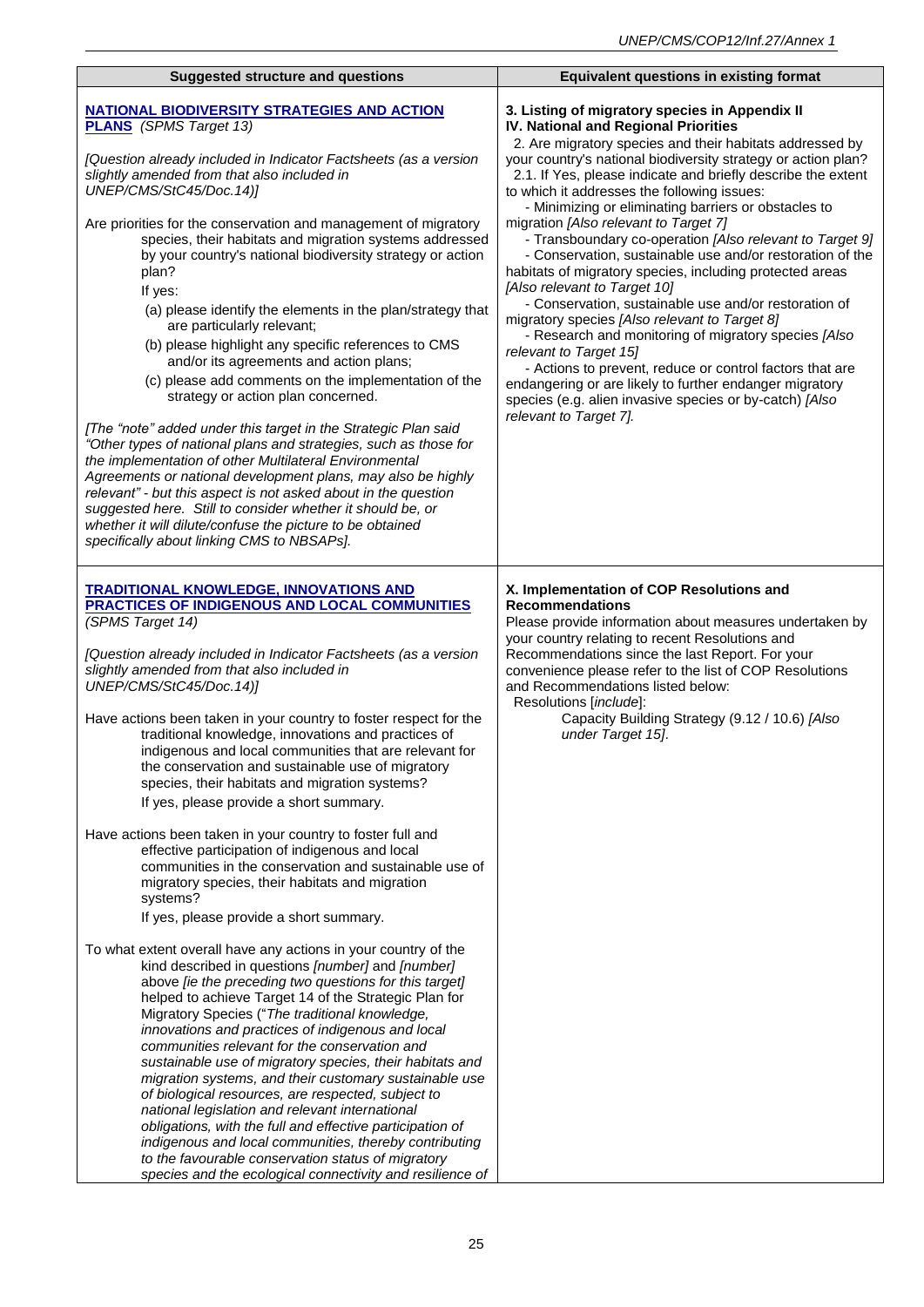| Suggested structure and questions | Equivalent questions in existing format |
|---|---|
| **NATIONAL BIODIVERSITY STRATEGIES AND ACTION PLANS** *(SPMS Target 13)*<br><br>*[Question already included in Indicator Factsheets (as a version slightly amended from that also included in UNEP/CMS/StC45/Doc.14)]*<br><br>Are priorities for the conservation and management of migratory species, their habitats and migration systems addressed by your country's national biodiversity strategy or action plan?<br>If yes:<br>(a) please identify the elements in the plan/strategy that are particularly relevant;<br>(b) please highlight any specific references to CMS and/or its agreements and action plans;<br>(c) please add comments on the implementation of the strategy or action plan concerned.<br><br>*[The "note" added under this target in the Strategic Plan said "Other types of national plans and strategies, such as those for the implementation of other Multilateral Environmental Agreements or national development plans, may also be highly relevant" - but this aspect is not asked about in the question suggested here. Still to consider whether it should be, or whether it will dilute/confuse the picture to be obtained specifically about linking CMS to NBSAPs].* | **3. Listing of migratory species in Appendix II**<br>**IV. National and Regional Priorities**<br>2. Are migratory species and their habitats addressed by your country's national biodiversity strategy or action plan?<br>2.1. If Yes, please indicate and briefly describe the extent to which it addresses the following issues:<br>- Minimizing or eliminating barriers or obstacles to migration *[Also relevant to Target 7]*<br>- Transboundary co-operation *[Also relevant to Target 9]*<br>- Conservation, sustainable use and/or restoration of the habitats of migratory species, including protected areas *[Also relevant to Target 10]*<br>- Conservation, sustainable use and/or restoration of migratory species *[Also relevant to Target 8]*<br>- Research and monitoring of migratory species *[Also relevant to Target 15]*<br>- Actions to prevent, reduce or control factors that are endangering or are likely to further endanger migratory species (e.g. alien invasive species or by-catch) *[Also relevant to Target 7].* |
| **TRADITIONAL KNOWLEDGE, INNOVATIONS AND PRACTICES OF INDIGENOUS AND LOCAL COMMUNITIES** *(SPMS Target 14)*<br><br>*[Question already included in Indicator Factsheets (as a version slightly amended from that also included in UNEP/CMS/StC45/Doc.14)]*<br><br>Have actions been taken in your country to foster respect for the traditional knowledge, innovations and practices of indigenous and local communities that are relevant for the conservation and sustainable use of migratory species, their habitats and migration systems?<br>If yes, please provide a short summary.<br><br>Have actions been taken in your country to foster full and effective participation of indigenous and local communities in the conservation and sustainable use of migratory species, their habitats and migration systems?<br>If yes, please provide a short summary.<br><br>To what extent overall have any actions in your country of the kind described in questions *[number]* and *[number]* above *[ie the preceding two questions for this target]* helped to achieve Target 14 of the Strategic Plan for Migratory Species ("*The traditional knowledge, innovations and practices of indigenous and local communities relevant for the conservation and sustainable use of migratory species, their habitats and migration systems, and their customary sustainable use of biological resources, are respected, subject to national legislation and relevant international obligations, with the full and effective participation of indigenous and local communities, thereby contributing to the favourable conservation status of migratory species and the ecological connectivity and resilience of* | **X. Implementation of COP Resolutions and Recommendations**<br>Please provide information about measures undertaken by your country relating to recent Resolutions and Recommendations since the last Report. For your convenience please refer to the list of COP Resolutions and Recommendations listed below:<br>Resolutions [*include*]:<br>Capacity Building Strategy (9.12 / 10.6) *[Also under Target 15]*. |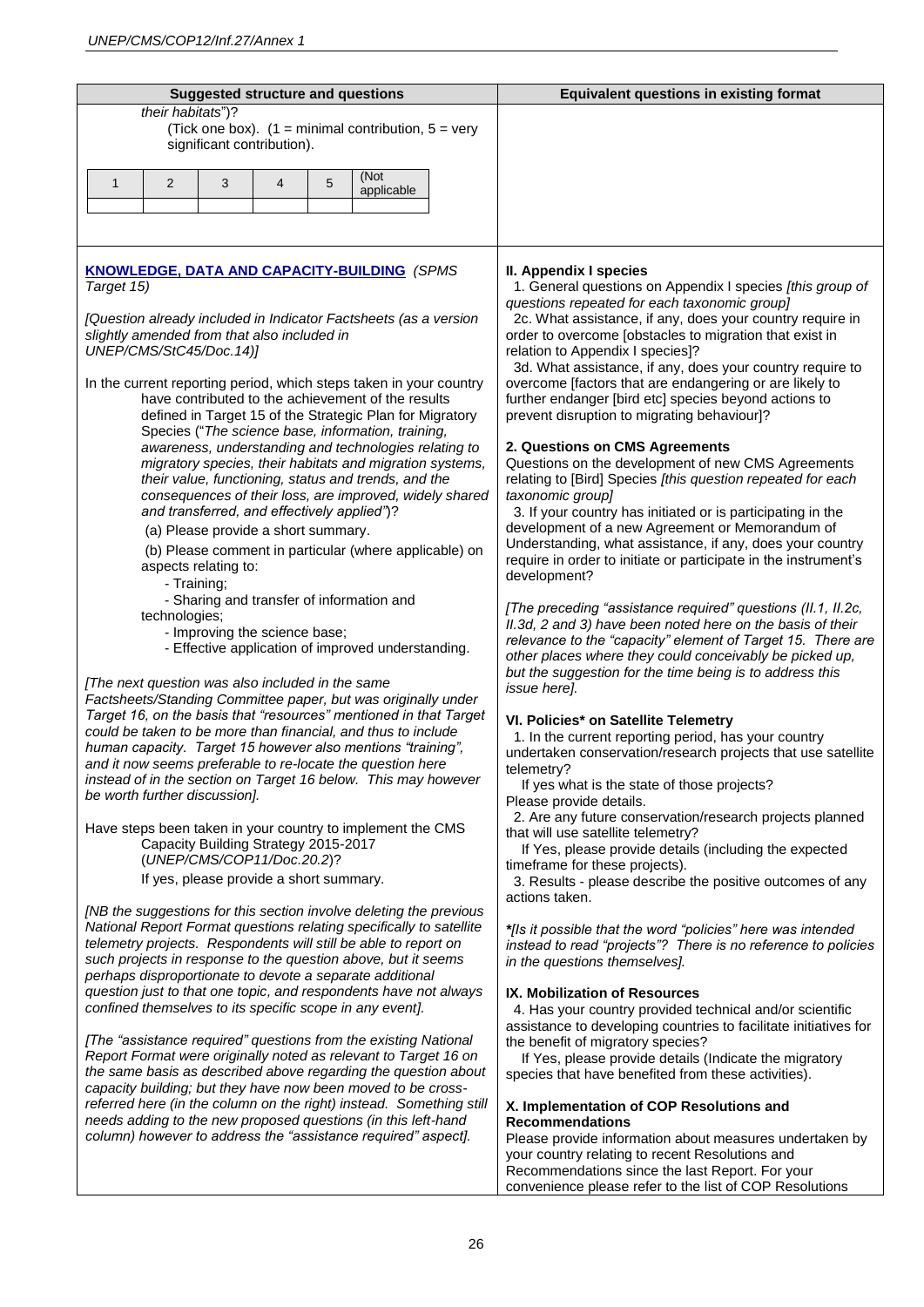| Suggested structure and questions | Equivalent questions in existing format |
|---|---|
| *their habitats*")?<br>(Tick one box). (1 = minimal contribution, 5 = very significant contribution).<br><br>1 / 2 / 3 / 4 / 5 / (Not applicable | |
| **KNOWLEDGE, DATA AND CAPACITY-BUILDING** *(SPMS Target 15)*<br><br>*[Question already included in Indicator Factsheets (as a version slightly amended from that also included in UNEP/CMS/StC45/Doc.14)]*<br><br>In the current reporting period, which steps taken in your country have contributed to the achievement of the results defined in Target 15 of the Strategic Plan for Migratory Species ("*The science base, information, training, awareness, understanding and technologies relating to migratory species, their habitats and migration systems, their value, functioning, status and trends, and the consequences of their loss, are improved, widely shared and transferred, and effectively applied*")?<br>(a) Please provide a short summary.<br>(b) Please comment in particular (where applicable) on aspects relating to:<br>- Training;<br>- Sharing and transfer of information and technologies;<br>- Improving the science base;<br>- Effective application of improved understanding.<br><br>*[The next question was also included in the same Factsheets/Standing Committee paper, but was originally under Target 16, on the basis that "resources" mentioned in that Target could be taken to be more than financial, and thus to include human capacity. Target 15 however also mentions "training", and it now seems preferable to re-locate the question here instead of in the section on Target 16 below. This may however be worth further discussion].*<br><br>Have steps been taken in your country to implement the CMS Capacity Building Strategy 2015-2017 (*UNEP/CMS/COP11/Doc.20.2*)?<br>If yes, please provide a short summary.<br><br>*[NB the suggestions for this section involve deleting the previous National Report Format questions relating specifically to satellite telemetry projects. Respondents will still be able to report on such projects in response to the question above, but it seems perhaps disproportionate to devote a separate additional question just to that one topic, and respondents have not always confined themselves to its specific scope in any event].*<br><br>*[The "assistance required" questions from the existing National Report Format were originally noted as relevant to Target 16 on the same basis as described above regarding the question about capacity building; but they have now been moved to be cross-referred here (in the column on the right) instead. Something still needs adding to the new proposed questions (in this left-hand column) however to address the "assistance required" aspect].* | **II. Appendix I species**<br>1. General questions on Appendix I species *[this group of questions repeated for each taxonomic group]*<br>2c. What assistance, if any, does your country require in order to overcome [obstacles to migration that exist in relation to Appendix I species]?<br>3d. What assistance, if any, does your country require to overcome [factors that are endangering or are likely to further endanger [bird etc] species beyond actions to prevent disruption to migrating behaviour]?<br><br>**2. Questions on CMS Agreements**<br>Questions on the development of new CMS Agreements relating to [Bird] Species *[this question repeated for each taxonomic group]*<br>3. If your country has initiated or is participating in the development of a new Agreement or Memorandum of Understanding, what assistance, if any, does your country require in order to initiate or participate in the instrument's development?<br><br>*[The preceding "assistance required" questions (II.1, II.2c, II.3d, 2 and 3) have been noted here on the basis of their relevance to the "capacity" element of Target 15. There are other places where they could conceivably be picked up, but the suggestion for the time being is to address this issue here].*<br><br>**VI. Policies\* on Satellite Telemetry**<br>1. In the current reporting period, has your country undertaken conservation/research projects that use satellite telemetry?<br>If yes what is the state of those projects? Please provide details.<br>2. Are any future conservation/research projects planned that will use satellite telemetry?<br>If Yes, please provide details (including the expected timeframe for these projects).<br>3. Results - please describe the positive outcomes of any actions taken.<br><br>*\*[Is it possible that the word "policies" here was intended instead to read "projects"? There is no reference to policies in the questions themselves].*<br><br>**IX. Mobilization of Resources**<br>4. Has your country provided technical and/or scientific assistance to developing countries to facilitate initiatives for the benefit of migratory species?<br>If Yes, please provide details (Indicate the migratory species that have benefited from these activities).<br><br>**X. Implementation of COP Resolutions and Recommendations**<br>Please provide information about measures undertaken by your country relating to recent Resolutions and Recommendations since the last Report. For your convenience please refer to the list of COP Resolutions |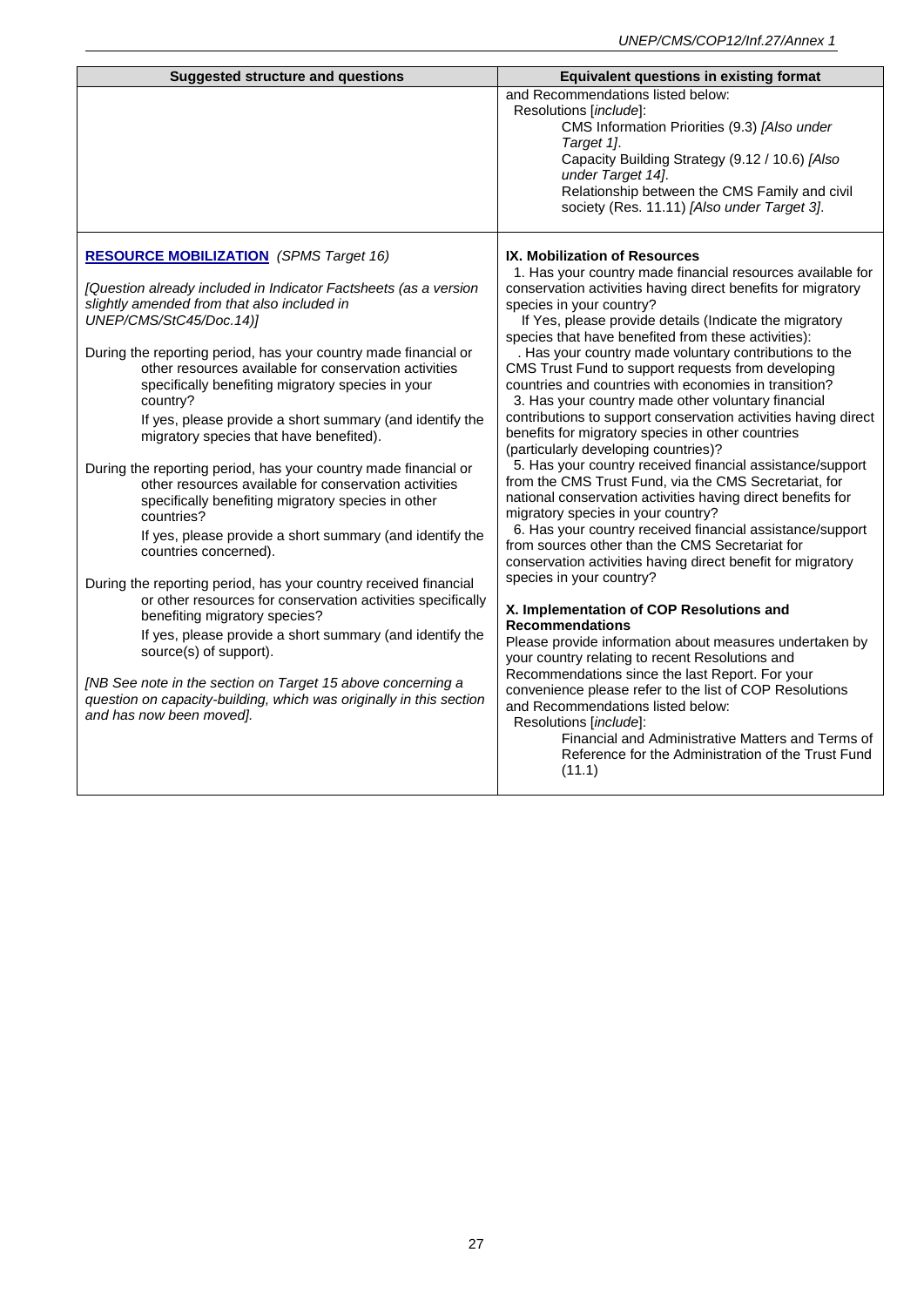| Suggested structure and questions | Equivalent questions in existing format |
|---|---|
| | and Recommendations listed below:<br>Resolutions [*include*]:<br>CMS Information Priorities (9.3) *[Also under Target 1]*.<br>Capacity Building Strategy (9.12 / 10.6) *[Also under Target 14]*.<br>Relationship between the CMS Family and civil society (Res. 11.11) *[Also under Target 3]*. |
| **RESOURCE MOBILIZATION** *(SPMS Target 16)*<br><br>*[Question already included in Indicator Factsheets (as a version slightly amended from that also included in UNEP/CMS/StC45/Doc.14)]*<br><br>During the reporting period, has your country made financial or other resources available for conservation activities specifically benefiting migratory species in your country?<br>If yes, please provide a short summary (and identify the migratory species that have benefited).<br><br>During the reporting period, has your country made financial or other resources available for conservation activities specifically benefiting migratory species in other countries?<br>If yes, please provide a short summary (and identify the countries concerned).<br><br>During the reporting period, has your country received financial or other resources for conservation activities specifically benefiting migratory species?<br>If yes, please provide a short summary (and identify the source(s) of support).<br><br>*[NB See note in the section on Target 15 above concerning a question on capacity-building, which was originally in this section and has now been moved].* | **IX. Mobilization of Resources**<br>1. Has your country made financial resources available for conservation activities having direct benefits for migratory species in your country?<br>If Yes, please provide details (Indicate the migratory species that have benefited from these activities):<br>. Has your country made voluntary contributions to the CMS Trust Fund to support requests from developing countries and countries with economies in transition?<br>3. Has your country made other voluntary financial contributions to support conservation activities having direct benefits for migratory species in other countries (particularly developing countries)?<br>5. Has your country received financial assistance/support from the CMS Trust Fund, via the CMS Secretariat, for national conservation activities having direct benefits for migratory species in your country?<br>6. Has your country received financial assistance/support from sources other than the CMS Secretariat for conservation activities having direct benefit for migratory species in your country?<br><br>**X. Implementation of COP Resolutions and Recommendations**<br>Please provide information about measures undertaken by your country relating to recent Resolutions and Recommendations since the last Report. For your convenience please refer to the list of COP Resolutions and Recommendations listed below:<br>Resolutions [*include*]:<br>Financial and Administrative Matters and Terms of Reference for the Administration of the Trust Fund (11.1) |